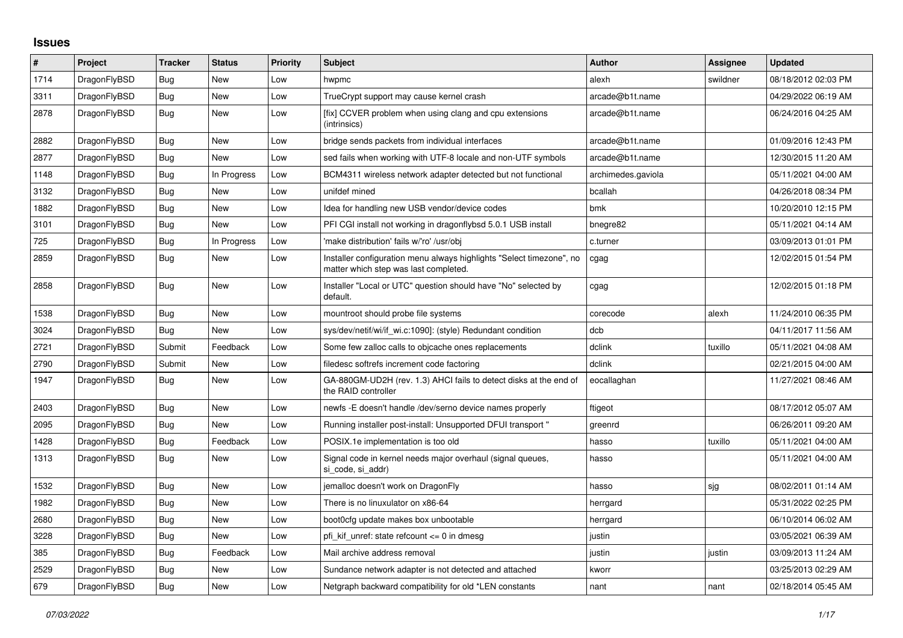# Issues

| # | Project | Tracker | Status | Priority | Subject | Author | Assignee | Updated |
|---|---|---|---|---|---|---|---|---|
| 1714 | DragonFlyBSD | Bug | New | Low | hwpmc | alexh | swildner | 08/18/2012 02:03 PM |
| 3311 | DragonFlyBSD | Bug | New | Low | TrueCrypt support may cause kernel crash | arcade@b1t.name | | 04/29/2022 06:19 AM |
| 2878 | DragonFlyBSD | Bug | New | Low | [fix] CCVER problem when using clang and cpu extensions (intrinsics) | arcade@b1t.name | | 06/24/2016 04:25 AM |
| 2882 | DragonFlyBSD | Bug | New | Low | bridge sends packets from individual interfaces | arcade@b1t.name | | 01/09/2016 12:43 PM |
| 2877 | DragonFlyBSD | Bug | New | Low | sed fails when working with UTF-8 locale and non-UTF symbols | arcade@b1t.name | | 12/30/2015 11:20 AM |
| 1148 | DragonFlyBSD | Bug | In Progress | Low | BCM4311 wireless network adapter detected but not functional | archimedes.gaviola | | 05/11/2021 04:00 AM |
| 3132 | DragonFlyBSD | Bug | New | Low | unifdef mined | bcallah | | 04/26/2018 08:34 PM |
| 1882 | DragonFlyBSD | Bug | New | Low | Idea for handling new USB vendor/device codes | bmk | | 10/20/2010 12:15 PM |
| 3101 | DragonFlyBSD | Bug | New | Low | PFI CGI install not working in dragonflybsd 5.0.1 USB install | bnegre82 | | 05/11/2021 04:14 AM |
| 725 | DragonFlyBSD | Bug | In Progress | Low | 'make distribution' fails w/'ro' /usr/obj | c.turner | | 03/09/2013 01:01 PM |
| 2859 | DragonFlyBSD | Bug | New | Low | Installer configuration menu always highlights "Select timezone", no matter which step was last completed. | cgag | | 12/02/2015 01:54 PM |
| 2858 | DragonFlyBSD | Bug | New | Low | Installer "Local or UTC" question should have "No" selected by default. | cgag | | 12/02/2015 01:18 PM |
| 1538 | DragonFlyBSD | Bug | New | Low | mountroot should probe file systems | corecode | alexh | 11/24/2010 06:35 PM |
| 3024 | DragonFlyBSD | Bug | New | Low | sys/dev/netif/wi/if_wi.c:1090]: (style) Redundant condition | dcb | | 04/11/2017 11:56 AM |
| 2721 | DragonFlyBSD | Submit | Feedback | Low | Some few zalloc calls to objcache ones replacements | dclink | tuxillo | 05/11/2021 04:08 AM |
| 2790 | DragonFlyBSD | Submit | New | Low | filedesc softrefs increment code factoring | dclink | | 02/21/2015 04:00 AM |
| 1947 | DragonFlyBSD | Bug | New | Low | GA-880GM-UD2H (rev. 1.3) AHCI fails to detect disks at the end of the RAID controller | eocallaghan | | 11/27/2021 08:46 AM |
| 2403 | DragonFlyBSD | Bug | New | Low | newfs -E doesn't handle /dev/serno device names properly | ftigeot | | 08/17/2012 05:07 AM |
| 2095 | DragonFlyBSD | Bug | New | Low | Running installer post-install: Unsupported DFUI transport " | greenrd | | 06/26/2011 09:20 AM |
| 1428 | DragonFlyBSD | Bug | Feedback | Low | POSIX.1e implementation is too old | hasso | tuxillo | 05/11/2021 04:00 AM |
| 1313 | DragonFlyBSD | Bug | New | Low | Signal code in kernel needs major overhaul (signal queues, si_code, si_addr) | hasso | | 05/11/2021 04:00 AM |
| 1532 | DragonFlyBSD | Bug | New | Low | jemalloc doesn't work on DragonFly | hasso | sjg | 08/02/2011 01:14 AM |
| 1982 | DragonFlyBSD | Bug | New | Low | There is no linuxulator on x86-64 | herrgard | | 05/31/2022 02:25 PM |
| 2680 | DragonFlyBSD | Bug | New | Low | boot0cfg update makes box unbootable | herrgard | | 06/10/2014 06:02 AM |
| 3228 | DragonFlyBSD | Bug | New | Low | pfi_kif_unref: state refcount <= 0 in dmesg | justin | | 03/05/2021 06:39 AM |
| 385 | DragonFlyBSD | Bug | Feedback | Low | Mail archive address removal | justin | justin | 03/09/2013 11:24 AM |
| 2529 | DragonFlyBSD | Bug | New | Low | Sundance network adapter is not detected and attached | kworr | | 03/25/2013 02:29 AM |
| 679 | DragonFlyBSD | Bug | New | Low | Netgraph backward compatibility for old *LEN constants | nant | nant | 02/18/2014 05:45 AM |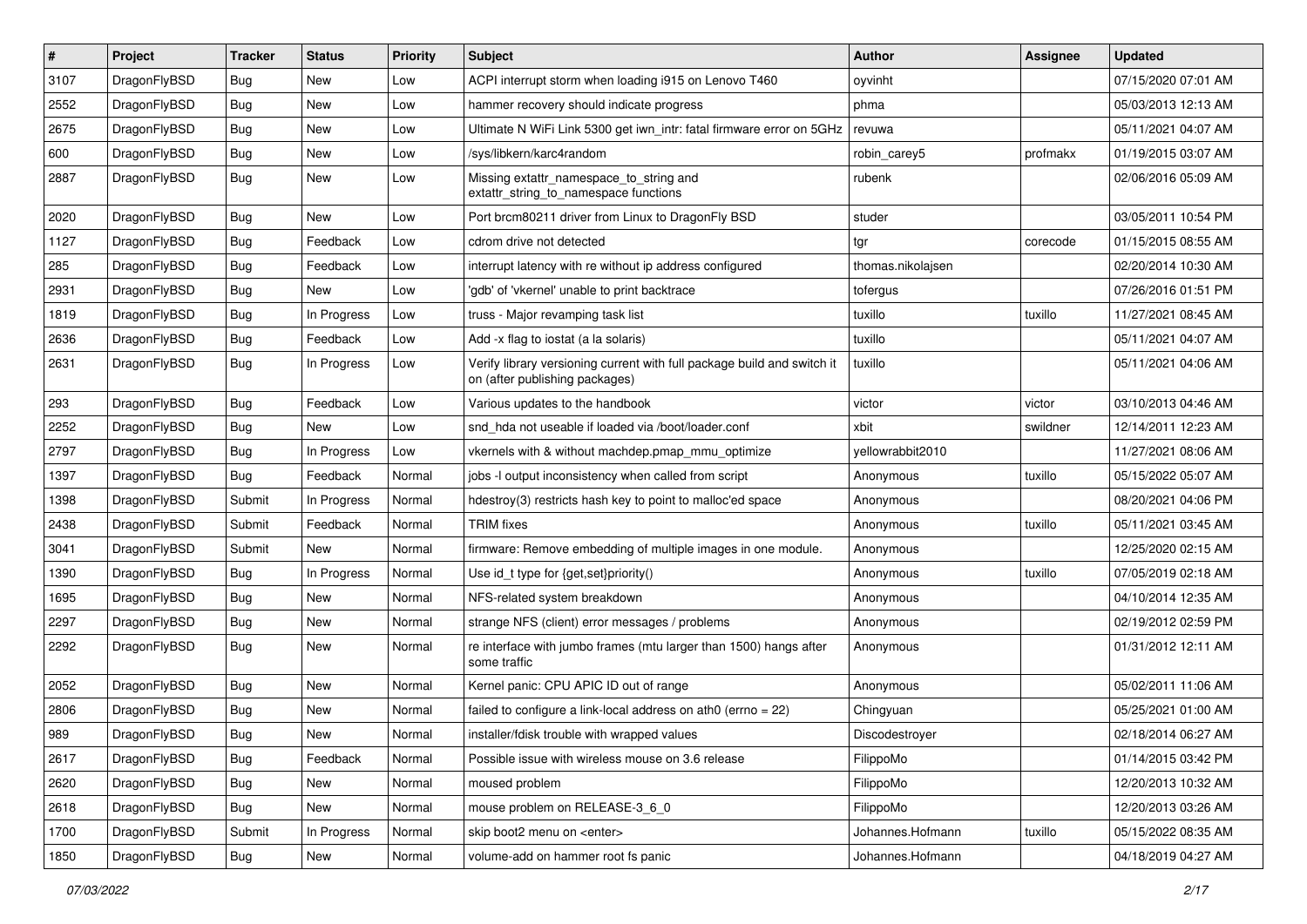| # | Project | Tracker | Status | Priority | Subject | Author | Assignee | Updated |
|---|---|---|---|---|---|---|---|---|
| 3107 | DragonFlyBSD | Bug | New | Low | ACPI interrupt storm when loading i915 on Lenovo T460 | oyvinht | | 07/15/2020 07:01 AM |
| 2552 | DragonFlyBSD | Bug | New | Low | hammer recovery should indicate progress | phma | | 05/03/2013 12:13 AM |
| 2675 | DragonFlyBSD | Bug | New | Low | Ultimate N WiFi Link 5300 get iwn_intr: fatal firmware error on 5GHz | revuwa | | 05/11/2021 04:07 AM |
| 600 | DragonFlyBSD | Bug | New | Low | /sys/libkern/karc4random | robin_carey5 | profmakx | 01/19/2015 03:07 AM |
| 2887 | DragonFlyBSD | Bug | New | Low | Missing extattr_namespace_to_string and extattr_string_to_namespace functions | rubenk | | 02/06/2016 05:09 AM |
| 2020 | DragonFlyBSD | Bug | New | Low | Port brcm80211 driver from Linux to DragonFly BSD | studer | | 03/05/2011 10:54 PM |
| 1127 | DragonFlyBSD | Bug | Feedback | Low | cdrom drive not detected | tgr | corecode | 01/15/2015 08:55 AM |
| 285 | DragonFlyBSD | Bug | Feedback | Low | interrupt latency with re without ip address configured | thomas.nikolajsen | | 02/20/2014 10:30 AM |
| 2931 | DragonFlyBSD | Bug | New | Low | 'gdb' of 'vkernel' unable to print backtrace | tofergus | | 07/26/2016 01:51 PM |
| 1819 | DragonFlyBSD | Bug | In Progress | Low | truss - Major revamping task list | tuxillo | tuxillo | 11/27/2021 08:45 AM |
| 2636 | DragonFlyBSD | Bug | Feedback | Low | Add -x flag to iostat (a la solaris) | tuxillo | | 05/11/2021 04:07 AM |
| 2631 | DragonFlyBSD | Bug | In Progress | Low | Verify library versioning current with full package build and switch it on (after publishing packages) | tuxillo | | 05/11/2021 04:06 AM |
| 293 | DragonFlyBSD | Bug | Feedback | Low | Various updates to the handbook | victor | victor | 03/10/2013 04:46 AM |
| 2252 | DragonFlyBSD | Bug | New | Low | snd_hda not useable if loaded via /boot/loader.conf | xbit | swildner | 12/14/2011 12:23 AM |
| 2797 | DragonFlyBSD | Bug | In Progress | Low | vkernels with & without machdep.pmap_mmu_optimize | yellowrabbit2010 | | 11/27/2021 08:06 AM |
| 1397 | DragonFlyBSD | Bug | Feedback | Normal | jobs -l output inconsistency when called from script | Anonymous | tuxillo | 05/15/2022 05:07 AM |
| 1398 | DragonFlyBSD | Submit | In Progress | Normal | hdestroy(3) restricts hash key to point to malloc'ed space | Anonymous | | 08/20/2021 04:06 PM |
| 2438 | DragonFlyBSD | Submit | Feedback | Normal | TRIM fixes | Anonymous | tuxillo | 05/11/2021 03:45 AM |
| 3041 | DragonFlyBSD | Submit | New | Normal | firmware: Remove embedding of multiple images in one module. | Anonymous | | 12/25/2020 02:15 AM |
| 1390 | DragonFlyBSD | Bug | In Progress | Normal | Use id_t type for {get,set}priority() | Anonymous | tuxillo | 07/05/2019 02:18 AM |
| 1695 | DragonFlyBSD | Bug | New | Normal | NFS-related system breakdown | Anonymous | | 04/10/2014 12:35 AM |
| 2297 | DragonFlyBSD | Bug | New | Normal | strange NFS (client) error messages / problems | Anonymous | | 02/19/2012 02:59 PM |
| 2292 | DragonFlyBSD | Bug | New | Normal | re interface with jumbo frames (mtu larger than 1500) hangs after some traffic | Anonymous | | 01/31/2012 12:11 AM |
| 2052 | DragonFlyBSD | Bug | New | Normal | Kernel panic: CPU APIC ID out of range | Anonymous | | 05/02/2011 11:06 AM |
| 2806 | DragonFlyBSD | Bug | New | Normal | failed to configure a link-local address on ath0 (errno = 22) | Chingyuan | | 05/25/2021 01:00 AM |
| 989 | DragonFlyBSD | Bug | New | Normal | installer/fdisk trouble with wrapped values | Discodestroyer | | 02/18/2014 06:27 AM |
| 2617 | DragonFlyBSD | Bug | Feedback | Normal | Possible issue with wireless mouse on 3.6 release | FilippoMo | | 01/14/2015 03:42 PM |
| 2620 | DragonFlyBSD | Bug | New | Normal | moused problem | FilippoMo | | 12/20/2013 10:32 AM |
| 2618 | DragonFlyBSD | Bug | New | Normal | mouse problem on RELEASE-3_6_0 | FilippoMo | | 12/20/2013 03:26 AM |
| 1700 | DragonFlyBSD | Submit | In Progress | Normal | skip boot2 menu on <enter> | Johannes.Hofmann | tuxillo | 05/15/2022 08:35 AM |
| 1850 | DragonFlyBSD | Bug | New | Normal | volume-add on hammer root fs panic | Johannes.Hofmann | | 04/18/2019 04:27 AM |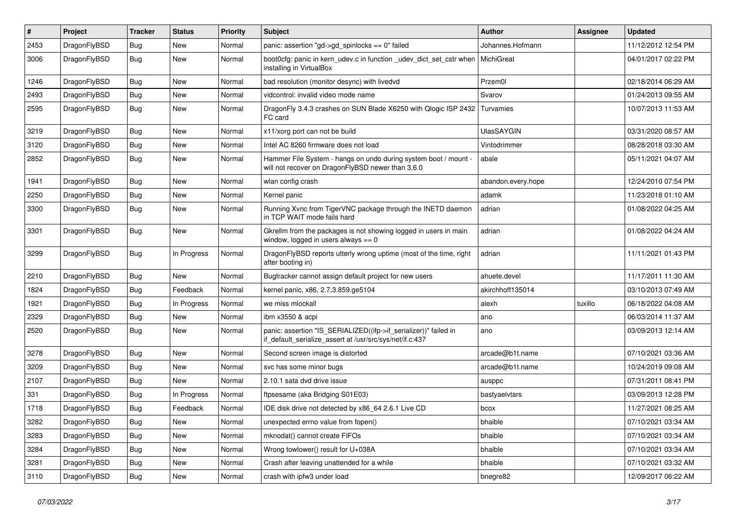| # | Project | Tracker | Status | Priority | Subject | Author | Assignee | Updated |
|---|---|---|---|---|---|---|---|---|
| 2453 | DragonFlyBSD | Bug | New | Normal | panic: assertion "gd->gd_spinlocks == 0" failed | Johannes.Hofmann | | 11/12/2012 12:54 PM |
| 3006 | DragonFlyBSD | Bug | New | Normal | boot0cfg: panic in kern_udev.c in function _udev_dict_set_cstr when installing in VirtualBox | MichiGreat | | 04/01/2017 02:22 PM |
| 1246 | DragonFlyBSD | Bug | New | Normal | bad resolution (monitor desync) with livedvd | Przem0l | | 02/18/2014 06:29 AM |
| 2493 | DragonFlyBSD | Bug | New | Normal | vidcontrol: invalid video mode name | Svarov | | 01/24/2013 09:55 AM |
| 2595 | DragonFlyBSD | Bug | New | Normal | DragonFly 3.4.3 crashes on SUN Blade X6250 with Qlogic ISP 2432 FC card | Turvamies | | 10/07/2013 11:53 AM |
| 3219 | DragonFlyBSD | Bug | New | Normal | x11/xorg port can not be build | UlasSAYGIN | | 03/31/2020 08:57 AM |
| 3120 | DragonFlyBSD | Bug | New | Normal | Intel AC 8260 firmware does not load | Vintodrimmer | | 08/28/2018 03:30 AM |
| 2852 | DragonFlyBSD | Bug | New | Normal | Hammer File System - hangs on undo during system boot / mount - will not recover on DragonFlyBSD newer than 3.6.0 | abale | | 05/11/2021 04:07 AM |
| 1941 | DragonFlyBSD | Bug | New | Normal | wlan config crash | abandon.every.hope | | 12/24/2010 07:54 PM |
| 2250 | DragonFlyBSD | Bug | New | Normal | Kernel panic | adamk | | 11/23/2018 01:10 AM |
| 3300 | DragonFlyBSD | Bug | New | Normal | Running Xvnc from TigerVNC package through the INETD daemon in TCP WAIT mode fails hard | adrian | | 01/08/2022 04:25 AM |
| 3301 | DragonFlyBSD | Bug | New | Normal | Gkrellm from the packages is not showing logged in users in main window, logged in users always == 0 | adrian | | 01/08/2022 04:24 AM |
| 3299 | DragonFlyBSD | Bug | In Progress | Normal | DragonFlyBSD reports utterly wrong uptime (most of the time, right after booting in) | adrian | | 11/11/2021 01:43 PM |
| 2210 | DragonFlyBSD | Bug | New | Normal | Bugtracker cannot assign default project for new users | ahuete.devel | | 11/17/2011 11:30 AM |
| 1824 | DragonFlyBSD | Bug | Feedback | Normal | kernel panic, x86, 2.7.3.859.ge5104 | akirchhoff135014 | | 03/10/2013 07:49 AM |
| 1921 | DragonFlyBSD | Bug | In Progress | Normal | we miss mlockall | alexh | tuxillo | 06/18/2022 04:08 AM |
| 2329 | DragonFlyBSD | Bug | New | Normal | ibm x3550 & acpi | ano | | 06/03/2014 11:37 AM |
| 2520 | DragonFlyBSD | Bug | New | Normal | panic: assertion "IS_SERIALIZED((ifp->if_serializer))" failed in if_default_serialize_assert at /usr/src/sys/net/if.c:437 | ano | | 03/09/2013 12:14 AM |
| 3278 | DragonFlyBSD | Bug | New | Normal | Second screen image is distorted | arcade@b1t.name | | 07/10/2021 03:36 AM |
| 3209 | DragonFlyBSD | Bug | New | Normal | svc has some minor bugs | arcade@b1t.name | | 10/24/2019 09:08 AM |
| 2107 | DragonFlyBSD | Bug | New | Normal | 2.10.1 sata dvd drive issue | ausppc | | 07/31/2011 08:41 PM |
| 331 | DragonFlyBSD | Bug | In Progress | Normal | ftpsesame (aka Bridging S01E03) | bastyaelvtars | | 03/09/2013 12:28 PM |
| 1718 | DragonFlyBSD | Bug | Feedback | Normal | IDE disk drive not detected by x86_64 2.6.1 Live CD | bcox | | 11/27/2021 08:25 AM |
| 3282 | DragonFlyBSD | Bug | New | Normal | unexpected errno value from fopen() | bhaible | | 07/10/2021 03:34 AM |
| 3283 | DragonFlyBSD | Bug | New | Normal | mknodat() cannot create FIFOs | bhaible | | 07/10/2021 03:34 AM |
| 3284 | DragonFlyBSD | Bug | New | Normal | Wrong towlower() result for U+038A | bhaible | | 07/10/2021 03:34 AM |
| 3281 | DragonFlyBSD | Bug | New | Normal | Crash after leaving unattended for a while | bhaible | | 07/10/2021 03:32 AM |
| 3110 | DragonFlyBSD | Bug | New | Normal | crash with ipfw3 under load | bnegre82 | | 12/09/2017 06:22 AM |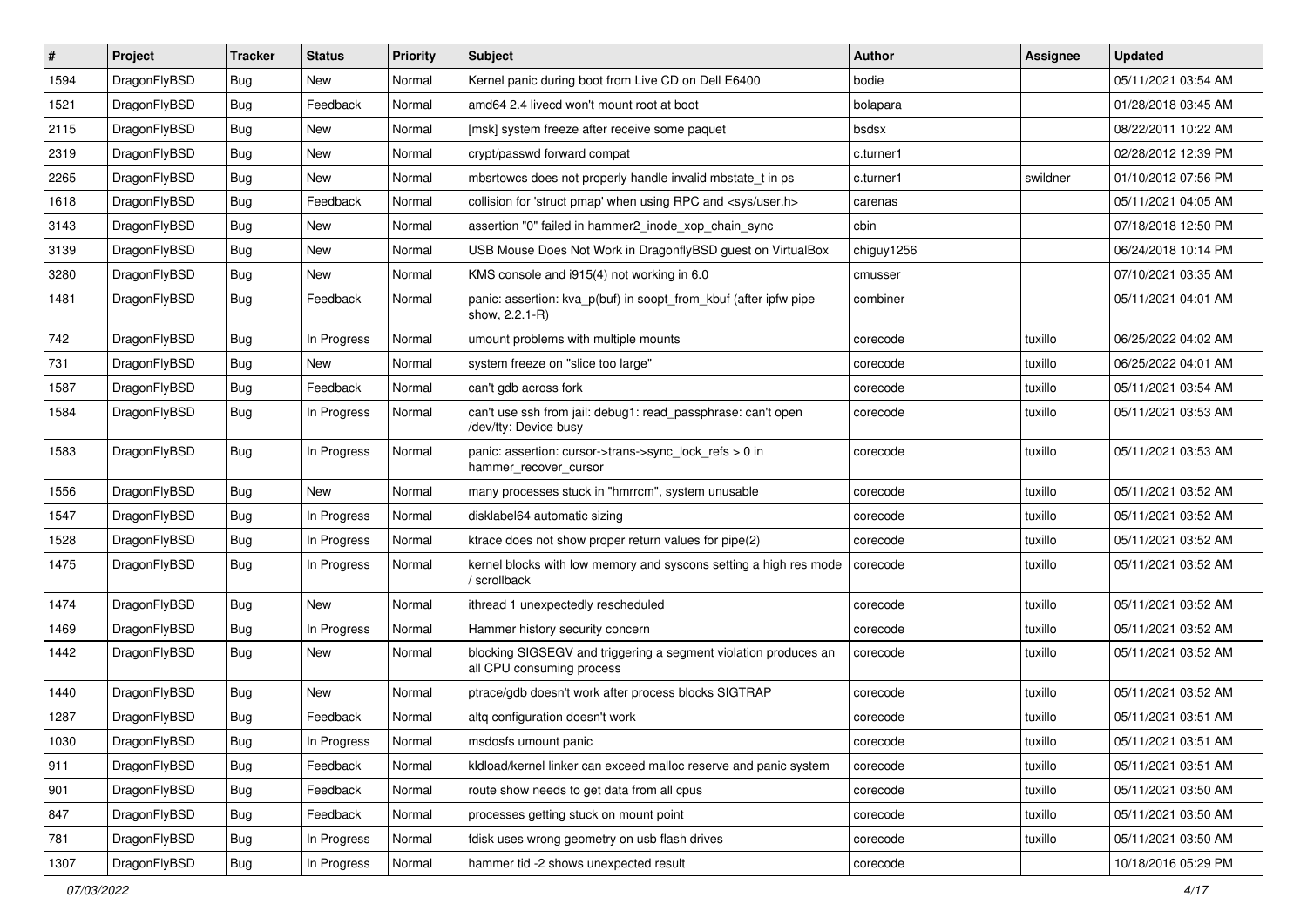| # | Project | Tracker | Status | Priority | Subject | Author | Assignee | Updated |
|---|---|---|---|---|---|---|---|---|
| 1594 | DragonFlyBSD | Bug | New | Normal | Kernel panic during boot from Live CD on Dell E6400 | bodie | | 05/11/2021 03:54 AM |
| 1521 | DragonFlyBSD | Bug | Feedback | Normal | amd64 2.4 livecd won't mount root at boot | bolapara | | 01/28/2018 03:45 AM |
| 2115 | DragonFlyBSD | Bug | New | Normal | [msk] system freeze after receive some paquet | bsdsx | | 08/22/2011 10:22 AM |
| 2319 | DragonFlyBSD | Bug | New | Normal | crypt/passwd forward compat | c.turner1 | | 02/28/2012 12:39 PM |
| 2265 | DragonFlyBSD | Bug | New | Normal | mbsrtowcs does not properly handle invalid mbstate_t in ps | c.turner1 | swildner | 01/10/2012 07:56 PM |
| 1618 | DragonFlyBSD | Bug | Feedback | Normal | collision for 'struct pmap' when using RPC and <sys/user.h> | carenas | | 05/11/2021 04:05 AM |
| 3143 | DragonFlyBSD | Bug | New | Normal | assertion "0" failed in hammer2_inode_xop_chain_sync | cbin | | 07/18/2018 12:50 PM |
| 3139 | DragonFlyBSD | Bug | New | Normal | USB Mouse Does Not Work in DragonflyBSD guest on VirtualBox | chiguy1256 | | 06/24/2018 10:14 PM |
| 3280 | DragonFlyBSD | Bug | New | Normal | KMS console and i915(4) not working in 6.0 | cmusser | | 07/10/2021 03:35 AM |
| 1481 | DragonFlyBSD | Bug | Feedback | Normal | panic: assertion: kva_p(buf) in soopt_from_kbuf (after ipfw pipe show, 2.2.1-R) | combiner | | 05/11/2021 04:01 AM |
| 742 | DragonFlyBSD | Bug | In Progress | Normal | umount problems with multiple mounts | corecode | tuxillo | 06/25/2022 04:02 AM |
| 731 | DragonFlyBSD | Bug | New | Normal | system freeze on "slice too large" | corecode | tuxillo | 06/25/2022 04:01 AM |
| 1587 | DragonFlyBSD | Bug | Feedback | Normal | can't gdb across fork | corecode | tuxillo | 05/11/2021 03:54 AM |
| 1584 | DragonFlyBSD | Bug | In Progress | Normal | can't use ssh from jail: debug1: read_passphrase: can't open /dev/tty: Device busy | corecode | tuxillo | 05/11/2021 03:53 AM |
| 1583 | DragonFlyBSD | Bug | In Progress | Normal | panic: assertion: cursor->trans->sync_lock_refs > 0 in hammer_recover_cursor | corecode | tuxillo | 05/11/2021 03:53 AM |
| 1556 | DragonFlyBSD | Bug | New | Normal | many processes stuck in "hmrrcm", system unusable | corecode | tuxillo | 05/11/2021 03:52 AM |
| 1547 | DragonFlyBSD | Bug | In Progress | Normal | disklabel64 automatic sizing | corecode | tuxillo | 05/11/2021 03:52 AM |
| 1528 | DragonFlyBSD | Bug | In Progress | Normal | ktrace does not show proper return values for pipe(2) | corecode | tuxillo | 05/11/2021 03:52 AM |
| 1475 | DragonFlyBSD | Bug | In Progress | Normal | kernel blocks with low memory and syscons setting a high res mode / scrollback | corecode | tuxillo | 05/11/2021 03:52 AM |
| 1474 | DragonFlyBSD | Bug | New | Normal | ithread 1 unexpectedly rescheduled | corecode | tuxillo | 05/11/2021 03:52 AM |
| 1469 | DragonFlyBSD | Bug | In Progress | Normal | Hammer history security concern | corecode | tuxillo | 05/11/2021 03:52 AM |
| 1442 | DragonFlyBSD | Bug | New | Normal | blocking SIGSEGV and triggering a segment violation produces an all CPU consuming process | corecode | tuxillo | 05/11/2021 03:52 AM |
| 1440 | DragonFlyBSD | Bug | New | Normal | ptrace/gdb doesn't work after process blocks SIGTRAP | corecode | tuxillo | 05/11/2021 03:52 AM |
| 1287 | DragonFlyBSD | Bug | Feedback | Normal | altq configuration doesn't work | corecode | tuxillo | 05/11/2021 03:51 AM |
| 1030 | DragonFlyBSD | Bug | In Progress | Normal | msdosfs umount panic | corecode | tuxillo | 05/11/2021 03:51 AM |
| 911 | DragonFlyBSD | Bug | Feedback | Normal | kldload/kernel linker can exceed malloc reserve and panic system | corecode | tuxillo | 05/11/2021 03:51 AM |
| 901 | DragonFlyBSD | Bug | Feedback | Normal | route show needs to get data from all cpus | corecode | tuxillo | 05/11/2021 03:50 AM |
| 847 | DragonFlyBSD | Bug | Feedback | Normal | processes getting stuck on mount point | corecode | tuxillo | 05/11/2021 03:50 AM |
| 781 | DragonFlyBSD | Bug | In Progress | Normal | fdisk uses wrong geometry on usb flash drives | corecode | tuxillo | 05/11/2021 03:50 AM |
| 1307 | DragonFlyBSD | Bug | In Progress | Normal | hammer tid -2 shows unexpected result | corecode | | 10/18/2016 05:29 PM |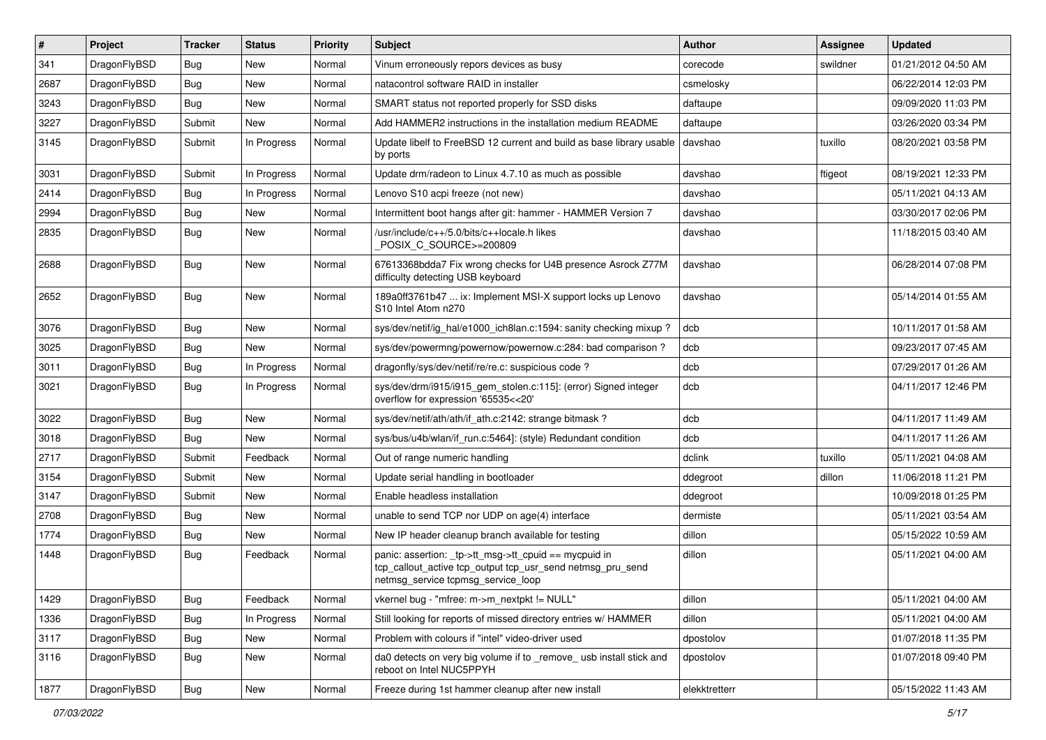| # | Project | Tracker | Status | Priority | Subject | Author | Assignee | Updated |
|---|---|---|---|---|---|---|---|---|
| 341 | DragonFlyBSD | Bug | New | Normal | Vinum erroneously repors devices as busy | corecode | swildner | 01/21/2012 04:50 AM |
| 2687 | DragonFlyBSD | Bug | New | Normal | natacontrol software RAID in installer | csmelosky | | 06/22/2014 12:03 PM |
| 3243 | DragonFlyBSD | Bug | New | Normal | SMART status not reported properly for SSD disks | daftaupe | | 09/09/2020 11:03 PM |
| 3227 | DragonFlyBSD | Submit | New | Normal | Add HAMMER2 instructions in the installation medium README | daftaupe | | 03/26/2020 03:34 PM |
| 3145 | DragonFlyBSD | Submit | In Progress | Normal | Update libelf to FreeBSD 12 current and build as base library usable by ports | davshao | tuxillo | 08/20/2021 03:58 PM |
| 3031 | DragonFlyBSD | Submit | In Progress | Normal | Update drm/radeon to Linux 4.7.10 as much as possible | davshao | ftigeot | 08/19/2021 12:33 PM |
| 2414 | DragonFlyBSD | Bug | In Progress | Normal | Lenovo S10 acpi freeze (not new) | davshao | | 05/11/2021 04:13 AM |
| 2994 | DragonFlyBSD | Bug | New | Normal | Intermittent boot hangs after git: hammer - HAMMER Version 7 | davshao | | 03/30/2017 02:06 PM |
| 2835 | DragonFlyBSD | Bug | New | Normal | /usr/include/c++/5.0/bits/c++locale.h likes _POSIX_C_SOURCE>=200809 | davshao | | 11/18/2015 03:40 AM |
| 2688 | DragonFlyBSD | Bug | New | Normal | 67613368bdda7 Fix wrong checks for U4B presence Asrock Z77M difficulty detecting USB keyboard | davshao | | 06/28/2014 07:08 PM |
| 2652 | DragonFlyBSD | Bug | New | Normal | 189a0ff3761b47 ... ix: Implement MSI-X support locks up Lenovo S10 Intel Atom n270 | davshao | | 05/14/2014 01:55 AM |
| 3076 | DragonFlyBSD | Bug | New | Normal | sys/dev/netif/ig_hal/e1000_ich8lan.c:1594: sanity checking mixup ? | dcb | | 10/11/2017 01:58 AM |
| 3025 | DragonFlyBSD | Bug | New | Normal | sys/dev/powermng/powernow/powernow.c:284: bad comparison ? | dcb | | 09/23/2017 07:45 AM |
| 3011 | DragonFlyBSD | Bug | In Progress | Normal | dragonfly/sys/dev/netif/re/re.c: suspicious code ? | dcb | | 07/29/2017 01:26 AM |
| 3021 | DragonFlyBSD | Bug | In Progress | Normal | sys/dev/drm/i915/i915_gem_stolen.c:115]: (error) Signed integer overflow for expression '65535<<20' | dcb | | 04/11/2017 12:46 PM |
| 3022 | DragonFlyBSD | Bug | New | Normal | sys/dev/netif/ath/ath/if_ath.c:2142: strange bitmask ? | dcb | | 04/11/2017 11:49 AM |
| 3018 | DragonFlyBSD | Bug | New | Normal | sys/bus/u4b/wlan/if_run.c:5464]: (style) Redundant condition | dcb | | 04/11/2017 11:26 AM |
| 2717 | DragonFlyBSD | Submit | Feedback | Normal | Out of range numeric handling | dclink | tuxillo | 05/11/2021 04:08 AM |
| 3154 | DragonFlyBSD | Submit | New | Normal | Update serial handling in bootloader | ddegroot | dillon | 11/06/2018 11:21 PM |
| 3147 | DragonFlyBSD | Submit | New | Normal | Enable headless installation | ddegroot | | 10/09/2018 01:25 PM |
| 2708 | DragonFlyBSD | Bug | New | Normal | unable to send TCP nor UDP on age(4) interface | dermiste | | 05/11/2021 03:54 AM |
| 1774 | DragonFlyBSD | Bug | New | Normal | New IP header cleanup branch available for testing | dillon | | 05/15/2022 10:59 AM |
| 1448 | DragonFlyBSD | Bug | Feedback | Normal | panic: assertion: _tp->tt_msg->tt_cpuid == mycpuid in tcp_callout_active tcp_output tcp_usr_send netmsg_pru_send netmsg_service tcpmsg_service_loop | dillon | | 05/11/2021 04:00 AM |
| 1429 | DragonFlyBSD | Bug | Feedback | Normal | vkernel bug - "mfree: m->m_nextpkt != NULL" | dillon | | 05/11/2021 04:00 AM |
| 1336 | DragonFlyBSD | Bug | In Progress | Normal | Still looking for reports of missed directory entries w/ HAMMER | dillon | | 05/11/2021 04:00 AM |
| 3117 | DragonFlyBSD | Bug | New | Normal | Problem with colours if "intel" video-driver used | dpostolov | | 01/07/2018 11:35 PM |
| 3116 | DragonFlyBSD | Bug | New | Normal | da0 detects on very big volume if to _remove_ usb install stick and reboot on Intel NUC5PPYH | dpostolov | | 01/07/2018 09:40 PM |
| 1877 | DragonFlyBSD | Bug | New | Normal | Freeze during 1st hammer cleanup after new install | elekktretterr | | 05/15/2022 11:43 AM |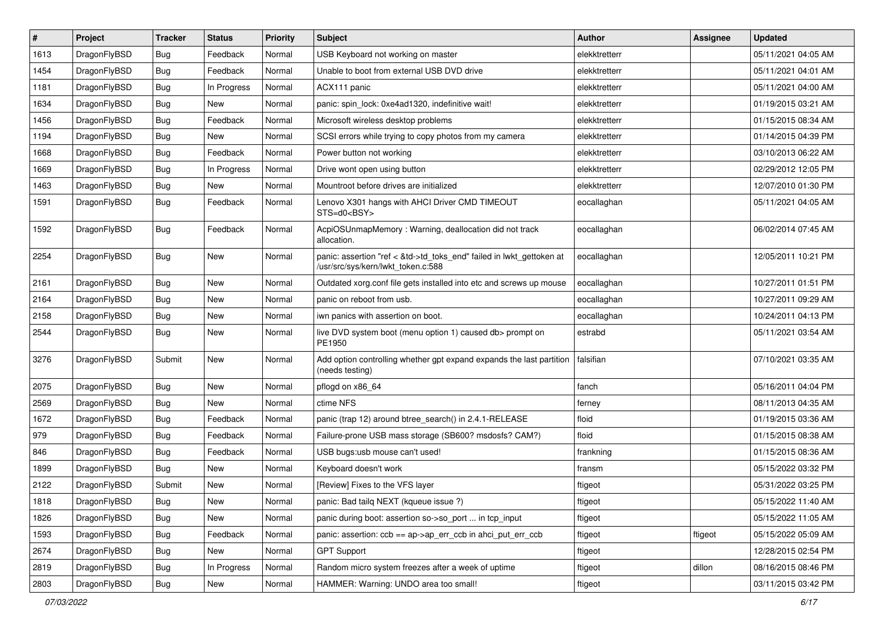| # | Project | Tracker | Status | Priority | Subject | Author | Assignee | Updated |
|---|---|---|---|---|---|---|---|---|
| 1613 | DragonFlyBSD | Bug | Feedback | Normal | USB Keyboard not working on master | elekktretterr | | 05/11/2021 04:05 AM |
| 1454 | DragonFlyBSD | Bug | Feedback | Normal | Unable to boot from external USB DVD drive | elekktretterr | | 05/11/2021 04:01 AM |
| 1181 | DragonFlyBSD | Bug | In Progress | Normal | ACX111 panic | elekktretterr | | 05/11/2021 04:00 AM |
| 1634 | DragonFlyBSD | Bug | New | Normal | panic: spin_lock: 0xe4ad1320, indefinitive wait! | elekktretterr | | 01/19/2015 03:21 AM |
| 1456 | DragonFlyBSD | Bug | Feedback | Normal | Microsoft wireless desktop problems | elekktretterr | | 01/15/2015 08:34 AM |
| 1194 | DragonFlyBSD | Bug | New | Normal | SCSI errors while trying to copy photos from my camera | elekktretterr | | 01/14/2015 04:39 PM |
| 1668 | DragonFlyBSD | Bug | Feedback | Normal | Power button not working | elekktretterr | | 03/10/2013 06:22 AM |
| 1669 | DragonFlyBSD | Bug | In Progress | Normal | Drive wont open using button | elekktretterr | | 02/29/2012 12:05 PM |
| 1463 | DragonFlyBSD | Bug | New | Normal | Mountroot before drives are initialized | elekktretterr | | 12/07/2010 01:30 PM |
| 1591 | DragonFlyBSD | Bug | Feedback | Normal | Lenovo X301 hangs with AHCI Driver CMD TIMEOUT STS=d0<BSY> | eocallaghan | | 05/11/2021 04:05 AM |
| 1592 | DragonFlyBSD | Bug | Feedback | Normal | AcpiOSUnmapMemory : Warning, deallocation did not track allocation. | eocallaghan | | 06/02/2014 07:45 AM |
| 2254 | DragonFlyBSD | Bug | New | Normal | panic: assertion "ref < &td->td_toks_end" failed in lwkt_gettoken at /usr/src/sys/kern/lwkt_token.c:588 | eocallaghan | | 12/05/2011 10:21 PM |
| 2161 | DragonFlyBSD | Bug | New | Normal | Outdated xorg.conf file gets installed into etc and screws up mouse | eocallaghan | | 10/27/2011 01:51 PM |
| 2164 | DragonFlyBSD | Bug | New | Normal | panic on reboot from usb. | eocallaghan | | 10/27/2011 09:29 AM |
| 2158 | DragonFlyBSD | Bug | New | Normal | iwn panics with assertion on boot. | eocallaghan | | 10/24/2011 04:13 PM |
| 2544 | DragonFlyBSD | Bug | New | Normal | live DVD system boot (menu option 1) caused db> prompt on PE1950 | estrabd | | 05/11/2021 03:54 AM |
| 3276 | DragonFlyBSD | Submit | New | Normal | Add option controlling whether gpt expand expands the last partition (needs testing) | falsifian | | 07/10/2021 03:35 AM |
| 2075 | DragonFlyBSD | Bug | New | Normal | pflogd on x86_64 | fanch | | 05/16/2011 04:04 PM |
| 2569 | DragonFlyBSD | Bug | New | Normal | ctime NFS | ferney | | 08/11/2013 04:35 AM |
| 1672 | DragonFlyBSD | Bug | Feedback | Normal | panic (trap 12) around btree_search() in 2.4.1-RELEASE | floid | | 01/19/2015 03:36 AM |
| 979 | DragonFlyBSD | Bug | Feedback | Normal | Failure-prone USB mass storage (SB600? msdosfs? CAM?) | floid | | 01/15/2015 08:38 AM |
| 846 | DragonFlyBSD | Bug | Feedback | Normal | USB bugs:usb mouse can't used! | frankning | | 01/15/2015 08:36 AM |
| 1899 | DragonFlyBSD | Bug | New | Normal | Keyboard doesn't work | fransm | | 05/15/2022 03:32 PM |
| 2122 | DragonFlyBSD | Submit | New | Normal | [Review] Fixes to the VFS layer | ftigeot | | 05/31/2022 03:25 PM |
| 1818 | DragonFlyBSD | Bug | New | Normal | panic: Bad tailq NEXT (kqueue issue ?) | ftigeot | | 05/15/2022 11:40 AM |
| 1826 | DragonFlyBSD | Bug | New | Normal | panic during boot: assertion so->so_port ... in tcp_input | ftigeot | | 05/15/2022 11:05 AM |
| 1593 | DragonFlyBSD | Bug | Feedback | Normal | panic: assertion: ccb == ap->ap_err_ccb in ahci_put_err_ccb | ftigeot | ftigeot | 05/15/2022 05:09 AM |
| 2674 | DragonFlyBSD | Bug | New | Normal | GPT Support | ftigeot | | 12/28/2015 02:54 PM |
| 2819 | DragonFlyBSD | Bug | In Progress | Normal | Random micro system freezes after a week of uptime | ftigeot | dillon | 08/16/2015 08:46 PM |
| 2803 | DragonFlyBSD | Bug | New | Normal | HAMMER: Warning: UNDO area too small! | ftigeot | | 03/11/2015 03:42 PM |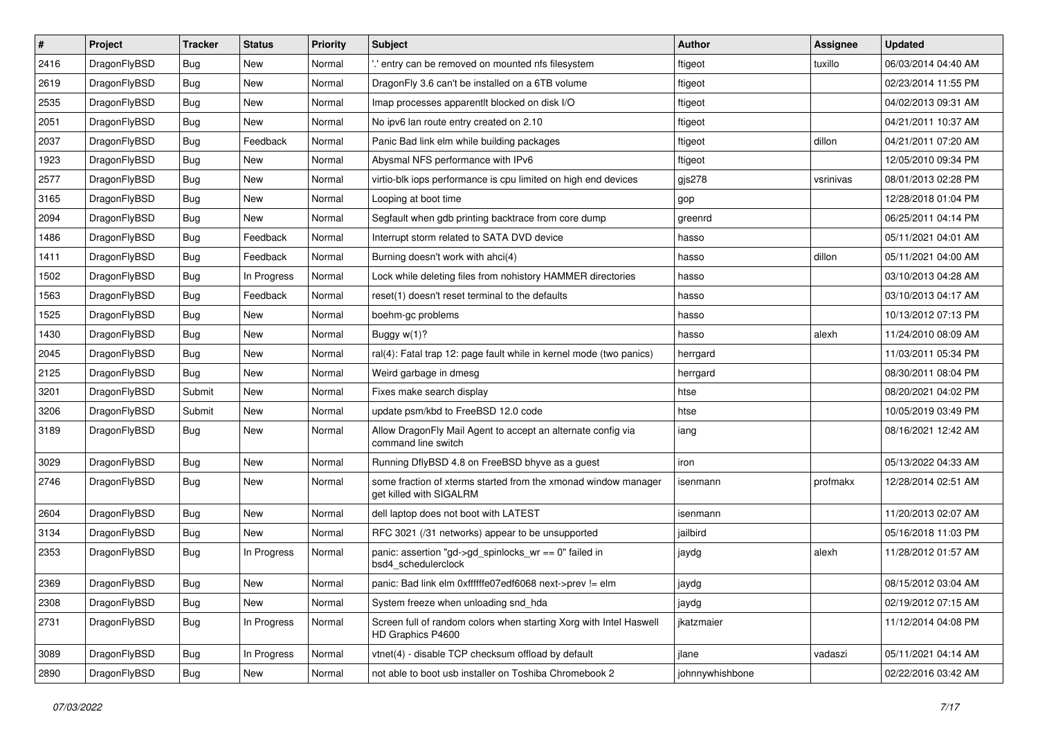| # | Project | Tracker | Status | Priority | Subject | Author | Assignee | Updated |
|---|---|---|---|---|---|---|---|---|
| 2416 | DragonFlyBSD | Bug | New | Normal | '.' entry can be removed on mounted nfs filesystem | ftigeot | tuxillo | 06/03/2014 04:40 AM |
| 2619 | DragonFlyBSD | Bug | New | Normal | DragonFly 3.6 can't be installed on a 6TB volume | ftigeot | | 02/23/2014 11:55 PM |
| 2535 | DragonFlyBSD | Bug | New | Normal | Imap processes apparentlt blocked on disk I/O | ftigeot | | 04/02/2013 09:31 AM |
| 2051 | DragonFlyBSD | Bug | New | Normal | No ipv6 lan route entry created on 2.10 | ftigeot | | 04/21/2011 10:37 AM |
| 2037 | DragonFlyBSD | Bug | Feedback | Normal | Panic Bad link elm while building packages | ftigeot | dillon | 04/21/2011 07:20 AM |
| 1923 | DragonFlyBSD | Bug | New | Normal | Abysmal NFS performance with IPv6 | ftigeot | | 12/05/2010 09:34 PM |
| 2577 | DragonFlyBSD | Bug | New | Normal | virtio-blk iops performance is cpu limited on high end devices | gjs278 | vsrinivas | 08/01/2013 02:28 PM |
| 3165 | DragonFlyBSD | Bug | New | Normal | Looping at boot time | gop | | 12/28/2018 01:04 PM |
| 2094 | DragonFlyBSD | Bug | New | Normal | Segfault when gdb printing backtrace from core dump | greenrd | | 06/25/2011 04:14 PM |
| 1486 | DragonFlyBSD | Bug | Feedback | Normal | Interrupt storm related to SATA DVD device | hasso | | 05/11/2021 04:01 AM |
| 1411 | DragonFlyBSD | Bug | Feedback | Normal | Burning doesn't work with ahci(4) | hasso | dillon | 05/11/2021 04:00 AM |
| 1502 | DragonFlyBSD | Bug | In Progress | Normal | Lock while deleting files from nohistory HAMMER directories | hasso | | 03/10/2013 04:28 AM |
| 1563 | DragonFlyBSD | Bug | Feedback | Normal | reset(1) doesn't reset terminal to the defaults | hasso | | 03/10/2013 04:17 AM |
| 1525 | DragonFlyBSD | Bug | New | Normal | boehm-gc problems | hasso | | 10/13/2012 07:13 PM |
| 1430 | DragonFlyBSD | Bug | New | Normal | Buggy w(1)? | hasso | alexh | 11/24/2010 08:09 AM |
| 2045 | DragonFlyBSD | Bug | New | Normal | ral(4): Fatal trap 12: page fault while in kernel mode (two panics) | herrgard | | 11/03/2011 05:34 PM |
| 2125 | DragonFlyBSD | Bug | New | Normal | Weird garbage in dmesg | herrgard | | 08/30/2011 08:04 PM |
| 3201 | DragonFlyBSD | Submit | New | Normal | Fixes make search display | htse | | 08/20/2021 04:02 PM |
| 3206 | DragonFlyBSD | Submit | New | Normal | update psm/kbd to FreeBSD 12.0 code | htse | | 10/05/2019 03:49 PM |
| 3189 | DragonFlyBSD | Bug | New | Normal | Allow DragonFly Mail Agent to accept an alternate config via command line switch | iang | | 08/16/2021 12:42 AM |
| 3029 | DragonFlyBSD | Bug | New | Normal | Running DflyBSD 4.8 on FreeBSD bhyve as a guest | iron | | 05/13/2022 04:33 AM |
| 2746 | DragonFlyBSD | Bug | New | Normal | some fraction of xterms started from the xmonad window manager get killed with SIGALRM | isenmann | profmakx | 12/28/2014 02:51 AM |
| 2604 | DragonFlyBSD | Bug | New | Normal | dell laptop does not boot with LATEST | isenmann | | 11/20/2013 02:07 AM |
| 3134 | DragonFlyBSD | Bug | New | Normal | RFC 3021 (/31 networks) appear to be unsupported | jailbird | | 05/16/2018 11:03 PM |
| 2353 | DragonFlyBSD | Bug | In Progress | Normal | panic: assertion "gd->gd_spinlocks_wr == 0" failed in bsd4_schedulerclock | jaydg | alexh | 11/28/2012 01:57 AM |
| 2369 | DragonFlyBSD | Bug | New | Normal | panic: Bad link elm 0xffffffe07edf6068 next->prev != elm | jaydg | | 08/15/2012 03:04 AM |
| 2308 | DragonFlyBSD | Bug | New | Normal | System freeze when unloading snd_hda | jaydg | | 02/19/2012 07:15 AM |
| 2731 | DragonFlyBSD | Bug | In Progress | Normal | Screen full of random colors when starting Xorg with Intel Haswell HD Graphics P4600 | jkatzmaier | | 11/12/2014 04:08 PM |
| 3089 | DragonFlyBSD | Bug | In Progress | Normal | vtnet(4) - disable TCP checksum offload by default | jlane | vadaszi | 05/11/2021 04:14 AM |
| 2890 | DragonFlyBSD | Bug | New | Normal | not able to boot usb installer on Toshiba Chromebook 2 | johnnywhishbone | | 02/22/2016 03:42 AM |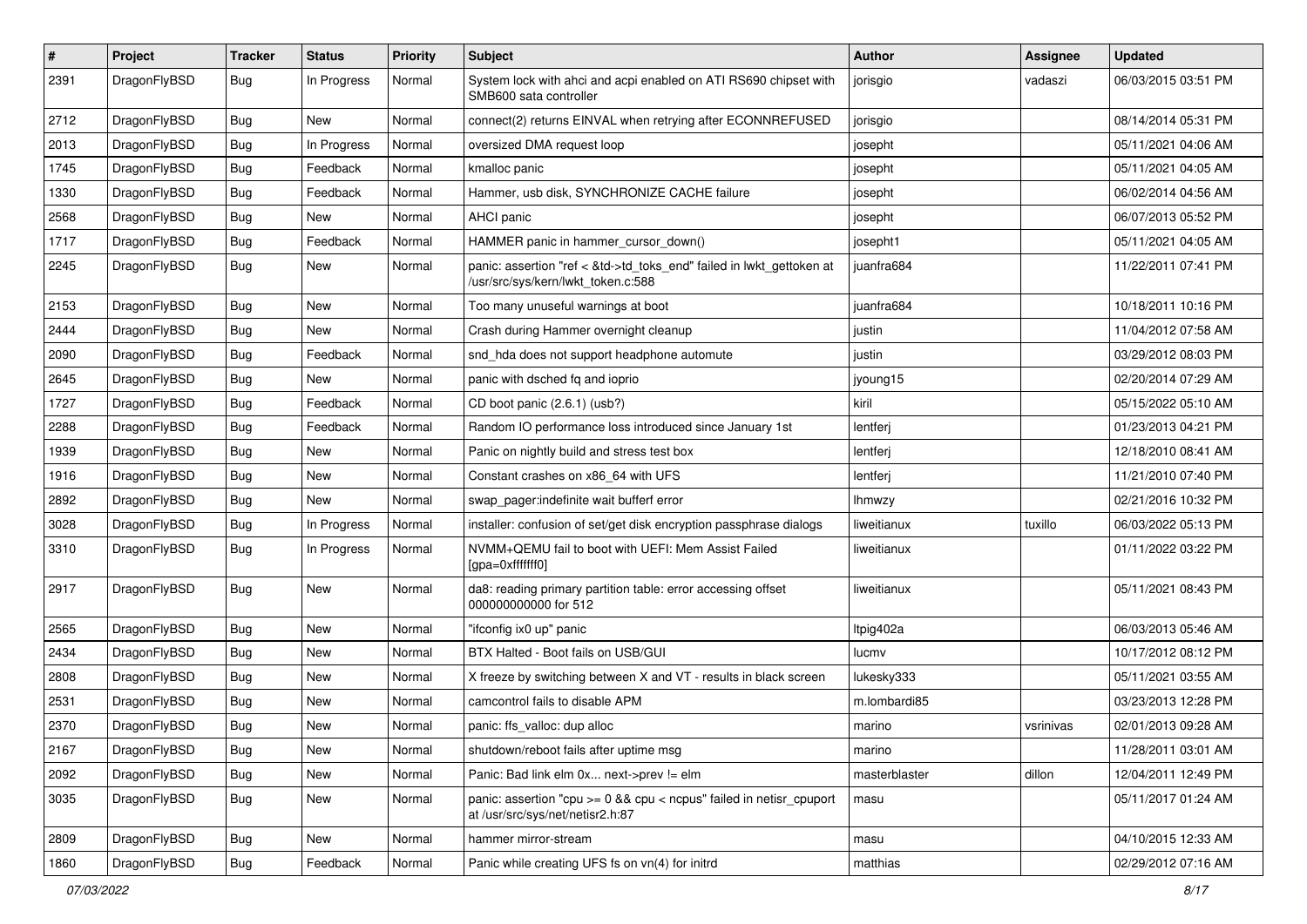| # | Project | Tracker | Status | Priority | Subject | Author | Assignee | Updated |
|---|---|---|---|---|---|---|---|---|
| 2391 | DragonFlyBSD | Bug | In Progress | Normal | System lock with ahci and acpi enabled on ATI RS690 chipset with SMB600 sata controller | jorisgio | vadaszi | 06/03/2015 03:51 PM |
| 2712 | DragonFlyBSD | Bug | New | Normal | connect(2) returns EINVAL when retrying after ECONNREFUSED | jorisgio | | 08/14/2014 05:31 PM |
| 2013 | DragonFlyBSD | Bug | In Progress | Normal | oversized DMA request loop | josepht | | 05/11/2021 04:06 AM |
| 1745 | DragonFlyBSD | Bug | Feedback | Normal | kmalloc panic | josepht | | 05/11/2021 04:05 AM |
| 1330 | DragonFlyBSD | Bug | Feedback | Normal | Hammer, usb disk, SYNCHRONIZE CACHE failure | josepht | | 06/02/2014 04:56 AM |
| 2568 | DragonFlyBSD | Bug | New | Normal | AHCI panic | josepht | | 06/07/2013 05:52 PM |
| 1717 | DragonFlyBSD | Bug | Feedback | Normal | HAMMER panic in hammer_cursor_down() | josepht1 | | 05/11/2021 04:05 AM |
| 2245 | DragonFlyBSD | Bug | New | Normal | panic: assertion "ref < &td->td_toks_end" failed in lwkt_gettoken at /usr/src/sys/kern/lwkt_token.c:588 | juanfra684 | | 11/22/2011 07:41 PM |
| 2153 | DragonFlyBSD | Bug | New | Normal | Too many unuseful warnings at boot | juanfra684 | | 10/18/2011 10:16 PM |
| 2444 | DragonFlyBSD | Bug | New | Normal | Crash during Hammer overnight cleanup | justin | | 11/04/2012 07:58 AM |
| 2090 | DragonFlyBSD | Bug | Feedback | Normal | snd_hda does not support headphone automute | justin | | 03/29/2012 08:03 PM |
| 2645 | DragonFlyBSD | Bug | New | Normal | panic with dsched fq and ioprio | jyoung15 | | 02/20/2014 07:29 AM |
| 1727 | DragonFlyBSD | Bug | Feedback | Normal | CD boot panic (2.6.1) (usb?) | kiril | | 05/15/2022 05:10 AM |
| 2288 | DragonFlyBSD | Bug | Feedback | Normal | Random IO performance loss introduced since January 1st | lentferj | | 01/23/2013 04:21 PM |
| 1939 | DragonFlyBSD | Bug | New | Normal | Panic on nightly build and stress test box | lentferj | | 12/18/2010 08:41 AM |
| 1916 | DragonFlyBSD | Bug | New | Normal | Constant crashes on x86_64 with UFS | lentferj | | 11/21/2010 07:40 PM |
| 2892 | DragonFlyBSD | Bug | New | Normal | swap_pager:indefinite wait bufferf error | lhmwzy | | 02/21/2016 10:32 PM |
| 3028 | DragonFlyBSD | Bug | In Progress | Normal | installer: confusion of set/get disk encryption passphrase dialogs | liweitianux | tuxillo | 06/03/2022 05:13 PM |
| 3310 | DragonFlyBSD | Bug | In Progress | Normal | NVMM+QEMU fail to boot with UEFI: Mem Assist Failed [gpa=0xfffffff0] | liweitianux | | 01/11/2022 03:22 PM |
| 2917 | DragonFlyBSD | Bug | New | Normal | da8: reading primary partition table: error accessing offset 000000000000 for 512 | liweitianux | | 05/11/2021 08:43 PM |
| 2565 | DragonFlyBSD | Bug | New | Normal | "ifconfig ix0 up" panic | ltpig402a | | 06/03/2013 05:46 AM |
| 2434 | DragonFlyBSD | Bug | New | Normal | BTX Halted - Boot fails on USB/GUI | lucmv | | 10/17/2012 08:12 PM |
| 2808 | DragonFlyBSD | Bug | New | Normal | X freeze by switching between X and VT - results in black screen | lukesky333 | | 05/11/2021 03:55 AM |
| 2531 | DragonFlyBSD | Bug | New | Normal | camcontrol fails to disable APM | m.lombardi85 | | 03/23/2013 12:28 PM |
| 2370 | DragonFlyBSD | Bug | New | Normal | panic: ffs_valloc: dup alloc | marino | vsrinivas | 02/01/2013 09:28 AM |
| 2167 | DragonFlyBSD | Bug | New | Normal | shutdown/reboot fails after uptime msg | marino | | 11/28/2011 03:01 AM |
| 2092 | DragonFlyBSD | Bug | New | Normal | Panic: Bad link elm 0x... next->prev != elm | masterblaster | dillon | 12/04/2011 12:49 PM |
| 3035 | DragonFlyBSD | Bug | New | Normal | panic: assertion "cpu >= 0 && cpu < ncpus" failed in netisr_cpuport at /usr/src/sys/net/netisr2.h:87 | masu | | 05/11/2017 01:24 AM |
| 2809 | DragonFlyBSD | Bug | New | Normal | hammer mirror-stream | masu | | 04/10/2015 12:33 AM |
| 1860 | DragonFlyBSD | Bug | Feedback | Normal | Panic while creating UFS fs on vn(4) for initrd | matthias | | 02/29/2012 07:16 AM |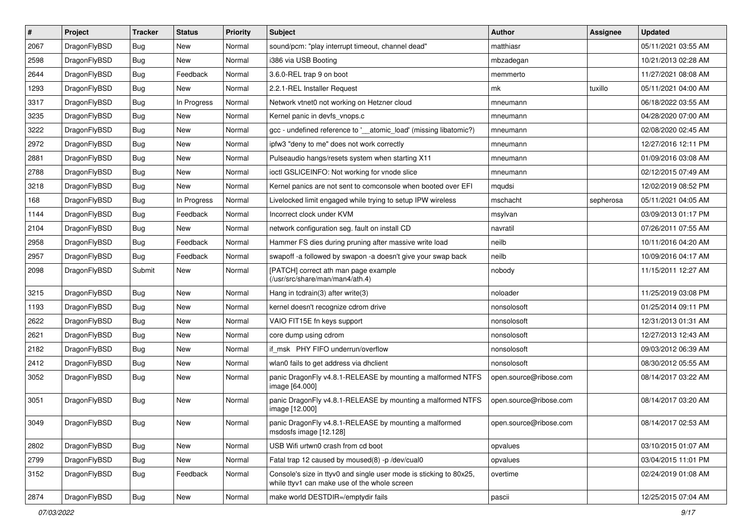| # | Project | Tracker | Status | Priority | Subject | Author | Assignee | Updated |
|---|---|---|---|---|---|---|---|---|
| 2067 | DragonFlyBSD | Bug | New | Normal | sound/pcm: "play interrupt timeout, channel dead" | matthiasr | | 05/11/2021 03:55 AM |
| 2598 | DragonFlyBSD | Bug | New | Normal | i386 via USB Booting | mbzadegan | | 10/21/2013 02:28 AM |
| 2644 | DragonFlyBSD | Bug | Feedback | Normal | 3.6.0-REL trap 9 on boot | memmerto | | 11/27/2021 08:08 AM |
| 1293 | DragonFlyBSD | Bug | New | Normal | 2.2.1-REL Installer Request | mk | tuxillo | 05/11/2021 04:00 AM |
| 3317 | DragonFlyBSD | Bug | In Progress | Normal | Network vtnet0 not working on Hetzner cloud | mneumann | | 06/18/2022 03:55 AM |
| 3235 | DragonFlyBSD | Bug | New | Normal | Kernel panic in devfs_vnops.c | mneumann | | 04/28/2020 07:00 AM |
| 3222 | DragonFlyBSD | Bug | New | Normal | gcc - undefined reference to '__atomic_load' (missing libatomic?) | mneumann | | 02/08/2020 02:45 AM |
| 2972 | DragonFlyBSD | Bug | New | Normal | ipfw3 "deny to me" does not work correctly | mneumann | | 12/27/2016 12:11 PM |
| 2881 | DragonFlyBSD | Bug | New | Normal | Pulseaudio hangs/resets system when starting X11 | mneumann | | 01/09/2016 03:08 AM |
| 2788 | DragonFlyBSD | Bug | New | Normal | ioctl GSLICEINFO: Not working for vnode slice | mneumann | | 02/12/2015 07:49 AM |
| 3218 | DragonFlyBSD | Bug | New | Normal | Kernel panics are not sent to comconsole when booted over EFI | mqudsi | | 12/02/2019 08:52 PM |
| 168 | DragonFlyBSD | Bug | In Progress | Normal | Livelocked limit engaged while trying to setup IPW wireless | mschacht | sepherosa | 05/11/2021 04:05 AM |
| 1144 | DragonFlyBSD | Bug | Feedback | Normal | Incorrect clock under KVM | msylvan | | 03/09/2013 01:17 PM |
| 2104 | DragonFlyBSD | Bug | New | Normal | network configuration seg. fault on install CD | navratil | | 07/26/2011 07:55 AM |
| 2958 | DragonFlyBSD | Bug | Feedback | Normal | Hammer FS dies during pruning after massive write load | neilb | | 10/11/2016 04:20 AM |
| 2957 | DragonFlyBSD | Bug | Feedback | Normal | swapoff -a followed by swapon -a doesn't give your swap back | neilb | | 10/09/2016 04:17 AM |
| 2098 | DragonFlyBSD | Submit | New | Normal | [PATCH] correct ath man page example (/usr/src/share/man/man4/ath.4) | nobody | | 11/15/2011 12:27 AM |
| 3215 | DragonFlyBSD | Bug | New | Normal | Hang in tcdrain(3) after write(3) | noloader | | 11/25/2019 03:08 PM |
| 1193 | DragonFlyBSD | Bug | New | Normal | kernel doesn't recognize cdrom drive | nonsolosoft | | 01/25/2014 09:11 PM |
| 2622 | DragonFlyBSD | Bug | New | Normal | VAIO FIT15E fn keys support | nonsolosoft | | 12/31/2013 01:31 AM |
| 2621 | DragonFlyBSD | Bug | New | Normal | core dump using cdrom | nonsolosoft | | 12/27/2013 12:43 AM |
| 2182 | DragonFlyBSD | Bug | New | Normal | if_msk PHY FIFO underrun/overflow | nonsolosoft | | 09/03/2012 06:39 AM |
| 2412 | DragonFlyBSD | Bug | New | Normal | wlan0 fails to get address via dhclient | nonsolosoft | | 08/30/2012 05:55 AM |
| 3052 | DragonFlyBSD | Bug | New | Normal | panic DragonFly v4.8.1-RELEASE by mounting a malformed NTFS image [64.000] | open.source@ribose.com | | 08/14/2017 03:22 AM |
| 3051 | DragonFlyBSD | Bug | New | Normal | panic DragonFly v4.8.1-RELEASE by mounting a malformed NTFS image [12.000] | open.source@ribose.com | | 08/14/2017 03:20 AM |
| 3049 | DragonFlyBSD | Bug | New | Normal | panic DragonFly v4.8.1-RELEASE by mounting a malformed msdosfs image [12.128] | open.source@ribose.com | | 08/14/2017 02:53 AM |
| 2802 | DragonFlyBSD | Bug | New | Normal | USB Wifi urtwn0 crash from cd boot | opvalues | | 03/10/2015 01:07 AM |
| 2799 | DragonFlyBSD | Bug | New | Normal | Fatal trap 12 caused by moused(8) -p /dev/cual0 | opvalues | | 03/04/2015 11:01 PM |
| 3152 | DragonFlyBSD | Bug | Feedback | Normal | Console's size in ttyv0 and single user mode is sticking to 80x25, while ttyv1 can make use of the whole screen | overtime | | 02/24/2019 01:08 AM |
| 2874 | DragonFlyBSD | Bug | New | Normal | make world DESTDIR=/emptydir fails | pascii | | 12/25/2015 07:04 AM |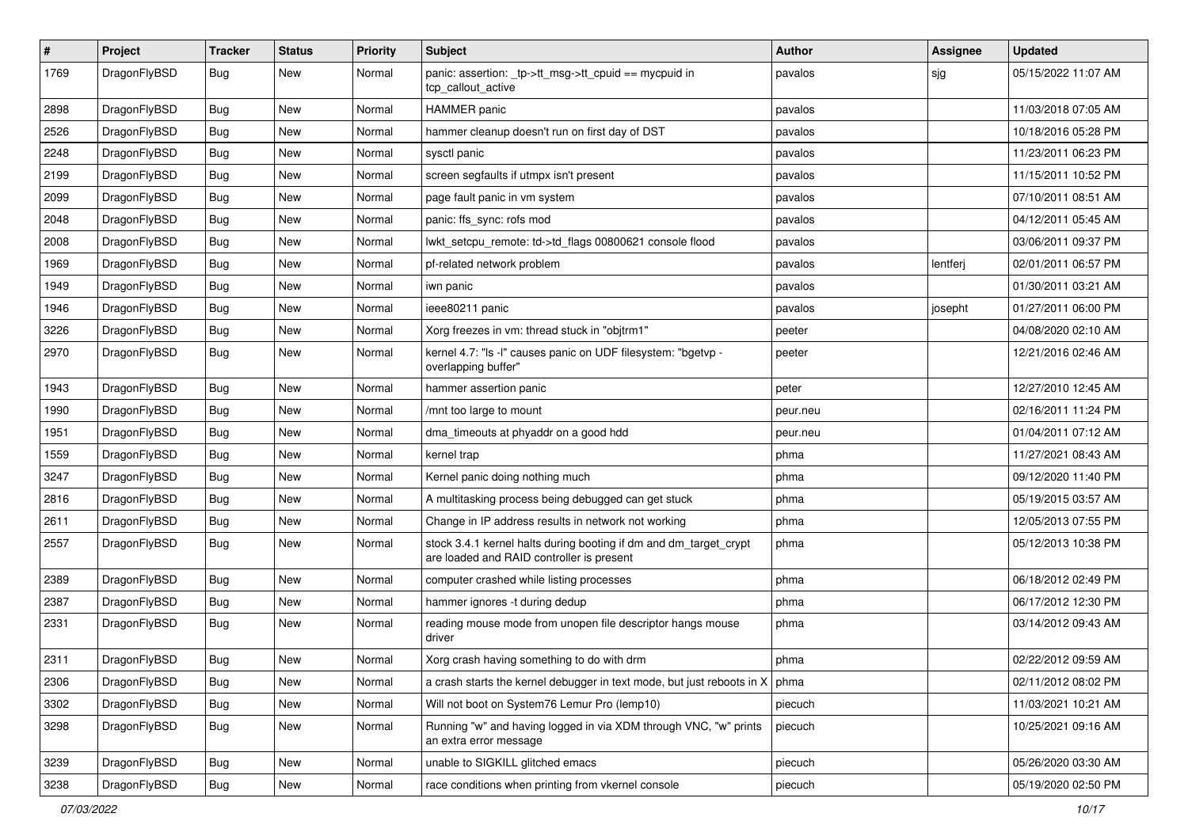| # | Project | Tracker | Status | Priority | Subject | Author | Assignee | Updated |
|---|---|---|---|---|---|---|---|---|
| 1769 | DragonFlyBSD | Bug | New | Normal | panic: assertion: _tp->tt_msg->tt_cpuid == mycpuid in tcp_callout_active | pavalos | sjg | 05/15/2022 11:07 AM |
| 2898 | DragonFlyBSD | Bug | New | Normal | HAMMER panic | pavalos | | 11/03/2018 07:05 AM |
| 2526 | DragonFlyBSD | Bug | New | Normal | hammer cleanup doesn't run on first day of DST | pavalos | | 10/18/2016 05:28 PM |
| 2248 | DragonFlyBSD | Bug | New | Normal | sysctl panic | pavalos | | 11/23/2011 06:23 PM |
| 2199 | DragonFlyBSD | Bug | New | Normal | screen segfaults if utmpx isn't present | pavalos | | 11/15/2011 10:52 PM |
| 2099 | DragonFlyBSD | Bug | New | Normal | page fault panic in vm system | pavalos | | 07/10/2011 08:51 AM |
| 2048 | DragonFlyBSD | Bug | New | Normal | panic: ffs_sync: rofs mod | pavalos | | 04/12/2011 05:45 AM |
| 2008 | DragonFlyBSD | Bug | New | Normal | lwkt_setcpu_remote: td->td_flags 00800621 console flood | pavalos | | 03/06/2011 09:37 PM |
| 1969 | DragonFlyBSD | Bug | New | Normal | pf-related network problem | pavalos | lentferj | 02/01/2011 06:57 PM |
| 1949 | DragonFlyBSD | Bug | New | Normal | iwn panic | pavalos | | 01/30/2011 03:21 AM |
| 1946 | DragonFlyBSD | Bug | New | Normal | ieee80211 panic | pavalos | josepht | 01/27/2011 06:00 PM |
| 3226 | DragonFlyBSD | Bug | New | Normal | Xorg freezes in vm: thread stuck in "objtrm1" | peeter | | 04/08/2020 02:10 AM |
| 2970 | DragonFlyBSD | Bug | New | Normal | kernel 4.7: "ls -l" causes panic on UDF filesystem: "bgetvp - overlapping buffer" | peeter | | 12/21/2016 02:46 AM |
| 1943 | DragonFlyBSD | Bug | New | Normal | hammer assertion panic | peter | | 12/27/2010 12:45 AM |
| 1990 | DragonFlyBSD | Bug | New | Normal | /mnt too large to mount | peur.neu | | 02/16/2011 11:24 PM |
| 1951 | DragonFlyBSD | Bug | New | Normal | dma_timeouts at phyaddr on a good hdd | peur.neu | | 01/04/2011 07:12 AM |
| 1559 | DragonFlyBSD | Bug | New | Normal | kernel trap | phma | | 11/27/2021 08:43 AM |
| 3247 | DragonFlyBSD | Bug | New | Normal | Kernel panic doing nothing much | phma | | 09/12/2020 11:40 PM |
| 2816 | DragonFlyBSD | Bug | New | Normal | A multitasking process being debugged can get stuck | phma | | 05/19/2015 03:57 AM |
| 2611 | DragonFlyBSD | Bug | New | Normal | Change in IP address results in network not working | phma | | 12/05/2013 07:55 PM |
| 2557 | DragonFlyBSD | Bug | New | Normal | stock 3.4.1 kernel halts during booting if dm and dm_target_crypt are loaded and RAID controller is present | phma | | 05/12/2013 10:38 PM |
| 2389 | DragonFlyBSD | Bug | New | Normal | computer crashed while listing processes | phma | | 06/18/2012 02:49 PM |
| 2387 | DragonFlyBSD | Bug | New | Normal | hammer ignores -t during dedup | phma | | 06/17/2012 12:30 PM |
| 2331 | DragonFlyBSD | Bug | New | Normal | reading mouse mode from unopen file descriptor hangs mouse driver | phma | | 03/14/2012 09:43 AM |
| 2311 | DragonFlyBSD | Bug | New | Normal | Xorg crash having something to do with drm | phma | | 02/22/2012 09:59 AM |
| 2306 | DragonFlyBSD | Bug | New | Normal | a crash starts the kernel debugger in text mode, but just reboots in X | phma | | 02/11/2012 08:02 PM |
| 3302 | DragonFlyBSD | Bug | New | Normal | Will not boot on System76 Lemur Pro (lemp10) | piecuch | | 11/03/2021 10:21 AM |
| 3298 | DragonFlyBSD | Bug | New | Normal | Running "w" and having logged in via XDM through VNC, "w" prints an extra error message | piecuch | | 10/25/2021 09:16 AM |
| 3239 | DragonFlyBSD | Bug | New | Normal | unable to SIGKILL glitched emacs | piecuch | | 05/26/2020 03:30 AM |
| 3238 | DragonFlyBSD | Bug | New | Normal | race conditions when printing from vkernel console | piecuch | | 05/19/2020 02:50 PM |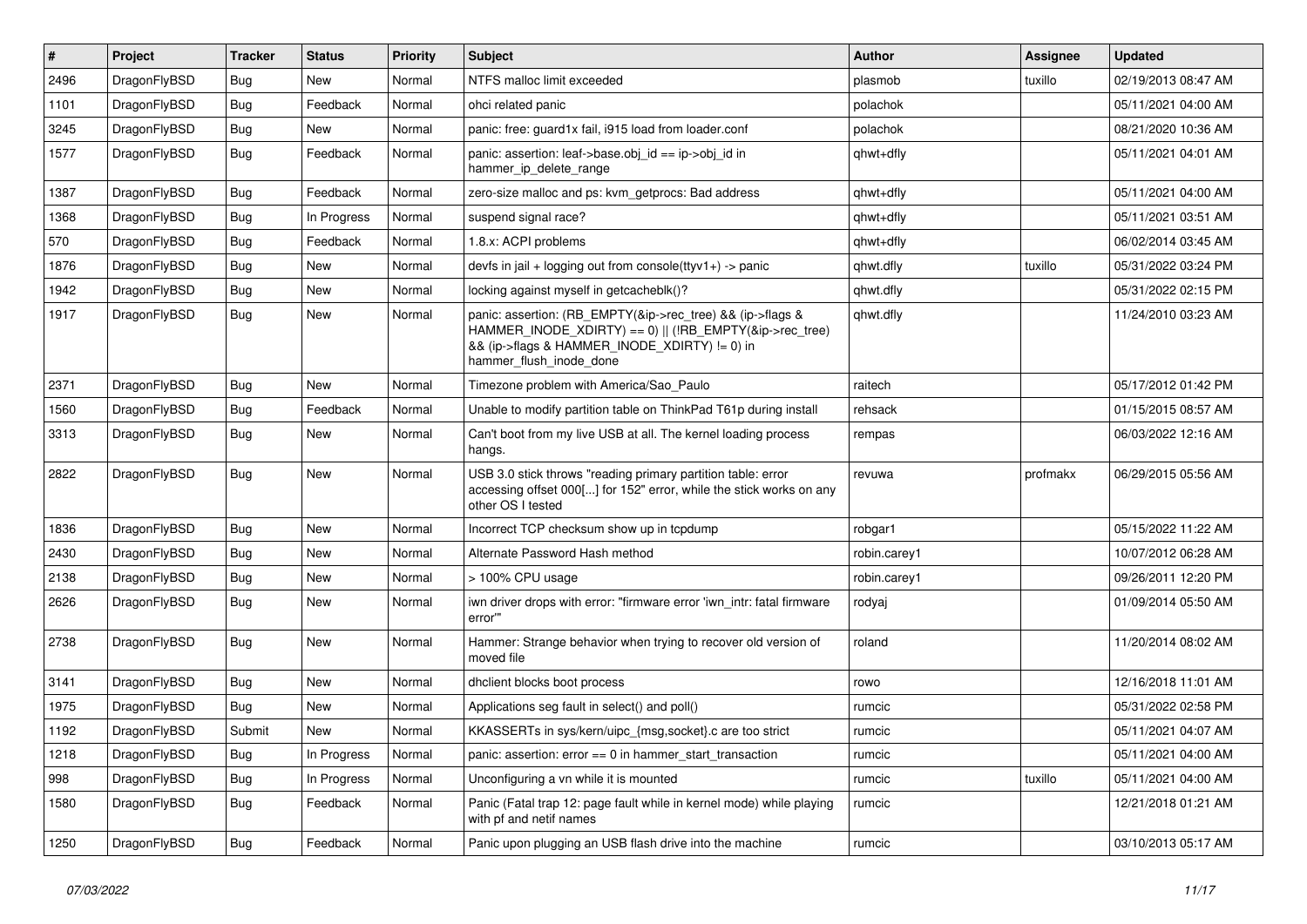| # | Project | Tracker | Status | Priority | Subject | Author | Assignee | Updated |
|---|---|---|---|---|---|---|---|---|
| 2496 | DragonFlyBSD | Bug | New | Normal | NTFS malloc limit exceeded | plasmob | tuxillo | 02/19/2013 08:47 AM |
| 1101 | DragonFlyBSD | Bug | Feedback | Normal | ohci related panic | polachok | | 05/11/2021 04:00 AM |
| 3245 | DragonFlyBSD | Bug | New | Normal | panic: free: guard1x fail, i915 load from loader.conf | polachok | | 08/21/2020 10:36 AM |
| 1577 | DragonFlyBSD | Bug | Feedback | Normal | panic: assertion: leaf->base.obj_id == ip->obj_id in hammer_ip_delete_range | qhwt+dfly | | 05/11/2021 04:01 AM |
| 1387 | DragonFlyBSD | Bug | Feedback | Normal | zero-size malloc and ps: kvm_getprocs: Bad address | qhwt+dfly | | 05/11/2021 04:00 AM |
| 1368 | DragonFlyBSD | Bug | In Progress | Normal | suspend signal race? | qhwt+dfly | | 05/11/2021 03:51 AM |
| 570 | DragonFlyBSD | Bug | Feedback | Normal | 1.8.x: ACPI problems | qhwt+dfly | | 06/02/2014 03:45 AM |
| 1876 | DragonFlyBSD | Bug | New | Normal | devfs in jail + logging out from console(ttyv1+) -> panic | qhwt.dfly | tuxillo | 05/31/2022 03:24 PM |
| 1942 | DragonFlyBSD | Bug | New | Normal | locking against myself in getcacheblk()? | qhwt.dfly | | 05/31/2022 02:15 PM |
| 1917 | DragonFlyBSD | Bug | New | Normal | panic: assertion: (RB_EMPTY(&ip->rec_tree) && (ip->flags & HAMMER_INODE_XDIRTY) == 0) \|\| (!RB_EMPTY(&ip->rec_tree) && (ip->flags & HAMMER_INODE_XDIRTY) != 0) in hammer_flush_inode_done | qhwt.dfly | | 11/24/2010 03:23 AM |
| 2371 | DragonFlyBSD | Bug | New | Normal | Timezone problem with America/Sao_Paulo | raitech | | 05/17/2012 01:42 PM |
| 1560 | DragonFlyBSD | Bug | Feedback | Normal | Unable to modify partition table on ThinkPad T61p during install | rehsack | | 01/15/2015 08:57 AM |
| 3313 | DragonFlyBSD | Bug | New | Normal | Can't boot from my live USB at all. The kernel loading process hangs. | rempas | | 06/03/2022 12:16 AM |
| 2822 | DragonFlyBSD | Bug | New | Normal | USB 3.0 stick throws "reading primary partition table: error accessing offset 000[...] for 152" error, while the stick works on any other OS I tested | revuwa | profmakx | 06/29/2015 05:56 AM |
| 1836 | DragonFlyBSD | Bug | New | Normal | Incorrect TCP checksum show up in tcpdump | robgar1 | | 05/15/2022 11:22 AM |
| 2430 | DragonFlyBSD | Bug | New | Normal | Alternate Password Hash method | robin.carey1 | | 10/07/2012 06:28 AM |
| 2138 | DragonFlyBSD | Bug | New | Normal | > 100% CPU usage | robin.carey1 | | 09/26/2011 12:20 PM |
| 2626 | DragonFlyBSD | Bug | New | Normal | iwn driver drops with error: "firmware error 'iwn_intr: fatal firmware error'" | rodyaj | | 01/09/2014 05:50 AM |
| 2738 | DragonFlyBSD | Bug | New | Normal | Hammer: Strange behavior when trying to recover old version of moved file | roland | | 11/20/2014 08:02 AM |
| 3141 | DragonFlyBSD | Bug | New | Normal | dhclient blocks boot process | rowo | | 12/16/2018 11:01 AM |
| 1975 | DragonFlyBSD | Bug | New | Normal | Applications seg fault in select() and poll() | rumcic | | 05/31/2022 02:58 PM |
| 1192 | DragonFlyBSD | Submit | New | Normal | KKASSERTs in sys/kern/uipc_{msg,socket}.c are too strict | rumcic | | 05/11/2021 04:07 AM |
| 1218 | DragonFlyBSD | Bug | In Progress | Normal | panic: assertion: error == 0 in hammer_start_transaction | rumcic | | 05/11/2021 04:00 AM |
| 998 | DragonFlyBSD | Bug | In Progress | Normal | Unconfiguring a vn while it is mounted | rumcic | tuxillo | 05/11/2021 04:00 AM |
| 1580 | DragonFlyBSD | Bug | Feedback | Normal | Panic (Fatal trap 12: page fault while in kernel mode) while playing with pf and netif names | rumcic | | 12/21/2018 01:21 AM |
| 1250 | DragonFlyBSD | Bug | Feedback | Normal | Panic upon plugging an USB flash drive into the machine | rumcic | | 03/10/2013 05:17 AM |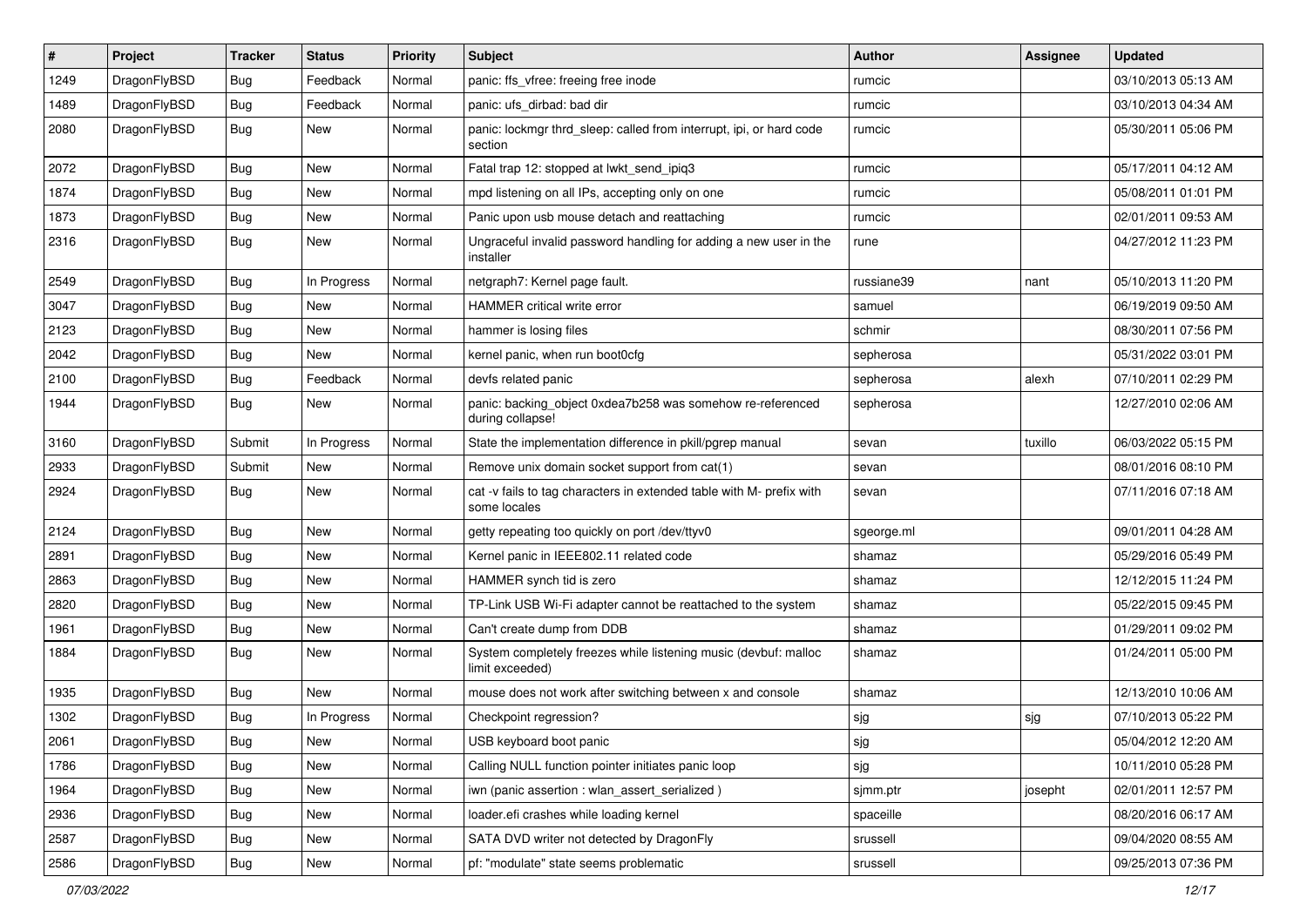| # | Project | Tracker | Status | Priority | Subject | Author | Assignee | Updated |
|---|---|---|---|---|---|---|---|---|
| 1249 | DragonFlyBSD | Bug | Feedback | Normal | panic: ffs_vfree: freeing free inode | rumcic | | 03/10/2013 05:13 AM |
| 1489 | DragonFlyBSD | Bug | Feedback | Normal | panic: ufs_dirbad: bad dir | rumcic | | 03/10/2013 04:34 AM |
| 2080 | DragonFlyBSD | Bug | New | Normal | panic: lockmgr thrd_sleep: called from interrupt, ipi, or hard code section | rumcic | | 05/30/2011 05:06 PM |
| 2072 | DragonFlyBSD | Bug | New | Normal | Fatal trap 12: stopped at lwkt_send_ipiq3 | rumcic | | 05/17/2011 04:12 AM |
| 1874 | DragonFlyBSD | Bug | New | Normal | mpd listening on all IPs, accepting only on one | rumcic | | 05/08/2011 01:01 PM |
| 1873 | DragonFlyBSD | Bug | New | Normal | Panic upon usb mouse detach and reattaching | rumcic | | 02/01/2011 09:53 AM |
| 2316 | DragonFlyBSD | Bug | New | Normal | Ungraceful invalid password handling for adding a new user in the installer | rune | | 04/27/2012 11:23 PM |
| 2549 | DragonFlyBSD | Bug | In Progress | Normal | netgraph7: Kernel page fault. | russiane39 | nant | 05/10/2013 11:20 PM |
| 3047 | DragonFlyBSD | Bug | New | Normal | HAMMER critical write error | samuel | | 06/19/2019 09:50 AM |
| 2123 | DragonFlyBSD | Bug | New | Normal | hammer is losing files | schmir | | 08/30/2011 07:56 PM |
| 2042 | DragonFlyBSD | Bug | New | Normal | kernel panic, when run boot0cfg | sepherosa | | 05/31/2022 03:01 PM |
| 2100 | DragonFlyBSD | Bug | Feedback | Normal | devfs related panic | sepherosa | alexh | 07/10/2011 02:29 PM |
| 1944 | DragonFlyBSD | Bug | New | Normal | panic: backing_object 0xdea7b258 was somehow re-referenced during collapse! | sepherosa | | 12/27/2010 02:06 AM |
| 3160 | DragonFlyBSD | Submit | In Progress | Normal | State the implementation difference in pkill/pgrep manual | sevan | tuxillo | 06/03/2022 05:15 PM |
| 2933 | DragonFlyBSD | Submit | New | Normal | Remove unix domain socket support from cat(1) | sevan | | 08/01/2016 08:10 PM |
| 2924 | DragonFlyBSD | Bug | New | Normal | cat -v fails to tag characters in extended table with M- prefix with some locales | sevan | | 07/11/2016 07:18 AM |
| 2124 | DragonFlyBSD | Bug | New | Normal | getty repeating too quickly on port /dev/ttyv0 | sgeorge.ml | | 09/01/2011 04:28 AM |
| 2891 | DragonFlyBSD | Bug | New | Normal | Kernel panic in IEEE802.11 related code | shamaz | | 05/29/2016 05:49 PM |
| 2863 | DragonFlyBSD | Bug | New | Normal | HAMMER synch tid is zero | shamaz | | 12/12/2015 11:24 PM |
| 2820 | DragonFlyBSD | Bug | New | Normal | TP-Link USB Wi-Fi adapter cannot be reattached to the system | shamaz | | 05/22/2015 09:45 PM |
| 1961 | DragonFlyBSD | Bug | New | Normal | Can't create dump from DDB | shamaz | | 01/29/2011 09:02 PM |
| 1884 | DragonFlyBSD | Bug | New | Normal | System completely freezes while listening music (devbuf: malloc limit exceeded) | shamaz | | 01/24/2011 05:00 PM |
| 1935 | DragonFlyBSD | Bug | New | Normal | mouse does not work after switching between x and console | shamaz | | 12/13/2010 10:06 AM |
| 1302 | DragonFlyBSD | Bug | In Progress | Normal | Checkpoint regression? | sjg | sjg | 07/10/2013 05:22 PM |
| 2061 | DragonFlyBSD | Bug | New | Normal | USB keyboard boot panic | sjg | | 05/04/2012 12:20 AM |
| 1786 | DragonFlyBSD | Bug | New | Normal | Calling NULL function pointer initiates panic loop | sjg | | 10/11/2010 05:28 PM |
| 1964 | DragonFlyBSD | Bug | New | Normal | iwn (panic assertion : wlan_assert_serialized ) | sjmm.ptr | josepht | 02/01/2011 12:57 PM |
| 2936 | DragonFlyBSD | Bug | New | Normal | loader.efi crashes while loading kernel | spaceille | | 08/20/2016 06:17 AM |
| 2587 | DragonFlyBSD | Bug | New | Normal | SATA DVD writer not detected by DragonFly | srussell | | 09/04/2020 08:55 AM |
| 2586 | DragonFlyBSD | Bug | New | Normal | pf: "modulate" state seems problematic | srussell | | 09/25/2013 07:36 PM |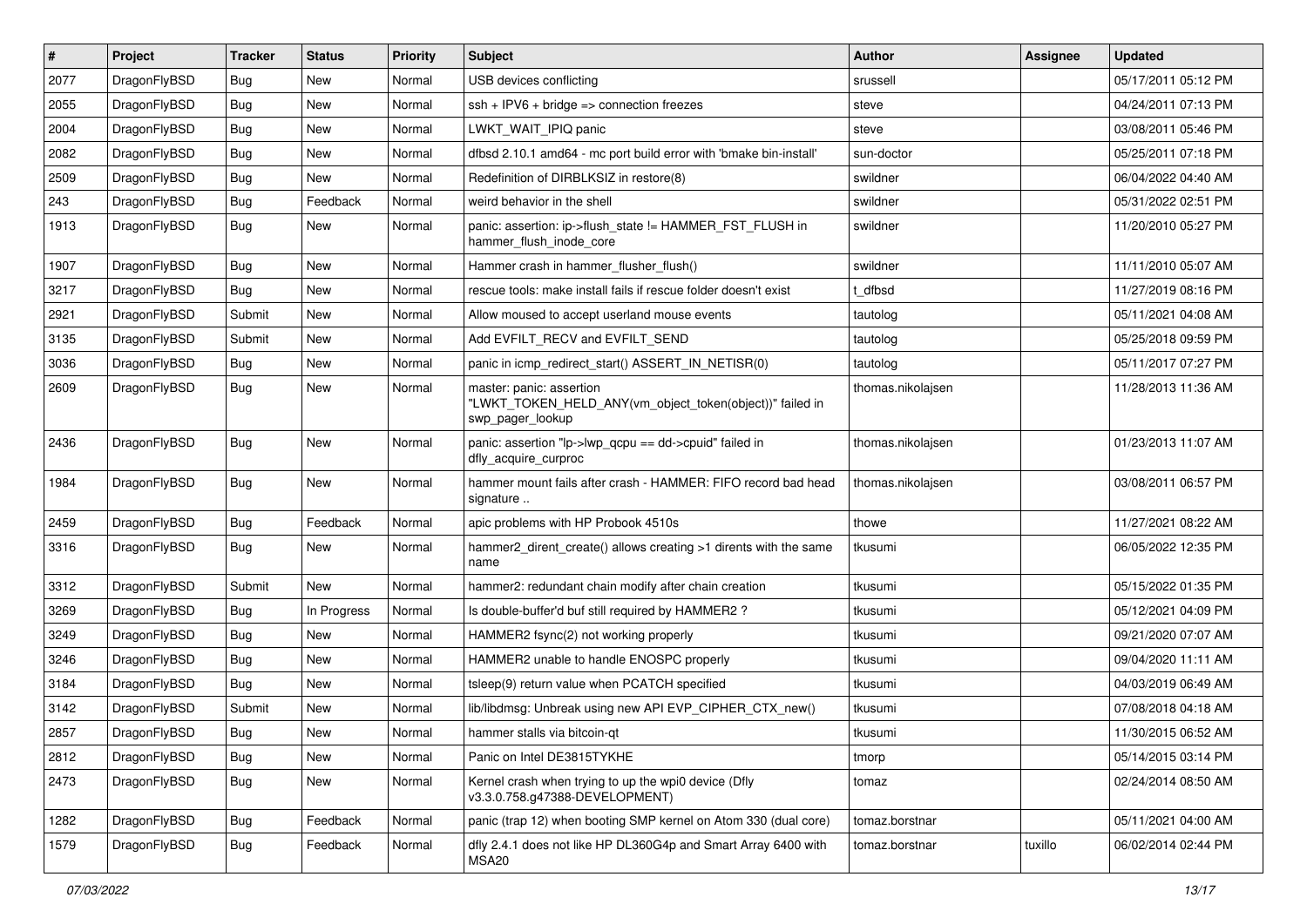| # | Project | Tracker | Status | Priority | Subject | Author | Assignee | Updated |
|---|---|---|---|---|---|---|---|---|
| 2077 | DragonFlyBSD | Bug | New | Normal | USB devices conflicting | srussell | | 05/17/2011 05:12 PM |
| 2055 | DragonFlyBSD | Bug | New | Normal | ssh + IPV6 + bridge => connection freezes | steve | | 04/24/2011 07:13 PM |
| 2004 | DragonFlyBSD | Bug | New | Normal | LWKT_WAIT_IPIQ panic | steve | | 03/08/2011 05:46 PM |
| 2082 | DragonFlyBSD | Bug | New | Normal | dfbsd 2.10.1 amd64 - mc port build error with 'bmake bin-install' | sun-doctor | | 05/25/2011 07:18 PM |
| 2509 | DragonFlyBSD | Bug | New | Normal | Redefinition of DIRBLKSIZ in restore(8) | swildner | | 06/04/2022 04:40 AM |
| 243 | DragonFlyBSD | Bug | Feedback | Normal | weird behavior in the shell | swildner | | 05/31/2022 02:51 PM |
| 1913 | DragonFlyBSD | Bug | New | Normal | panic: assertion: ip->flush_state != HAMMER_FST_FLUSH in hammer_flush_inode_core | swildner | | 11/20/2010 05:27 PM |
| 1907 | DragonFlyBSD | Bug | New | Normal | Hammer crash in hammer_flusher_flush() | swildner | | 11/11/2010 05:07 AM |
| 3217 | DragonFlyBSD | Bug | New | Normal | rescue tools: make install fails if rescue folder doesn't exist | t_dfbsd | | 11/27/2019 08:16 PM |
| 2921 | DragonFlyBSD | Submit | New | Normal | Allow moused to accept userland mouse events | tautolog | | 05/11/2021 04:08 AM |
| 3135 | DragonFlyBSD | Submit | New | Normal | Add EVFILT_RECV and EVFILT_SEND | tautolog | | 05/25/2018 09:59 PM |
| 3036 | DragonFlyBSD | Bug | New | Normal | panic in icmp_redirect_start() ASSERT_IN_NETISR(0) | tautolog | | 05/11/2017 07:27 PM |
| 2609 | DragonFlyBSD | Bug | New | Normal | master: panic: assertion "LWKT_TOKEN_HELD_ANY(vm_object_token(object))" failed in swp_pager_lookup | thomas.nikolajsen | | 11/28/2013 11:36 AM |
| 2436 | DragonFlyBSD | Bug | New | Normal | panic: assertion "lp->lwp_qcpu == dd->cpuid" failed in dfly_acquire_curproc | thomas.nikolajsen | | 01/23/2013 11:07 AM |
| 1984 | DragonFlyBSD | Bug | New | Normal | hammer mount fails after crash - HAMMER: FIFO record bad head signature .. | thomas.nikolajsen | | 03/08/2011 06:57 PM |
| 2459 | DragonFlyBSD | Bug | Feedback | Normal | apic problems with HP Probook 4510s | thowe | | 11/27/2021 08:22 AM |
| 3316 | DragonFlyBSD | Bug | New | Normal | hammer2_dirent_create() allows creating >1 dirents with the same name | tkusumi | | 06/05/2022 12:35 PM |
| 3312 | DragonFlyBSD | Submit | New | Normal | hammer2: redundant chain modify after chain creation | tkusumi | | 05/15/2022 01:35 PM |
| 3269 | DragonFlyBSD | Bug | In Progress | Normal | Is double-buffer'd buf still required by HAMMER2 ? | tkusumi | | 05/12/2021 04:09 PM |
| 3249 | DragonFlyBSD | Bug | New | Normal | HAMMER2 fsync(2) not working properly | tkusumi | | 09/21/2020 07:07 AM |
| 3246 | DragonFlyBSD | Bug | New | Normal | HAMMER2 unable to handle ENOSPC properly | tkusumi | | 09/04/2020 11:11 AM |
| 3184 | DragonFlyBSD | Bug | New | Normal | tsleep(9) return value when PCATCH specified | tkusumi | | 04/03/2019 06:49 AM |
| 3142 | DragonFlyBSD | Submit | New | Normal | lib/libdmsg: Unbreak using new API EVP_CIPHER_CTX_new() | tkusumi | | 07/08/2018 04:18 AM |
| 2857 | DragonFlyBSD | Bug | New | Normal | hammer stalls via bitcoin-qt | tkusumi | | 11/30/2015 06:52 AM |
| 2812 | DragonFlyBSD | Bug | New | Normal | Panic on Intel DE3815TYKHE | tmorp | | 05/14/2015 03:14 PM |
| 2473 | DragonFlyBSD | Bug | New | Normal | Kernel crash when trying to up the wpi0 device (Dfly v3.3.0.758.g47388-DEVELOPMENT) | tomaz | | 02/24/2014 08:50 AM |
| 1282 | DragonFlyBSD | Bug | Feedback | Normal | panic (trap 12) when booting SMP kernel on Atom 330 (dual core) | tomaz.borstnar | | 05/11/2021 04:00 AM |
| 1579 | DragonFlyBSD | Bug | Feedback | Normal | dfly 2.4.1 does not like HP DL360G4p and Smart Array 6400 with MSA20 | tomaz.borstnar | tuxillo | 06/02/2014 02:44 PM |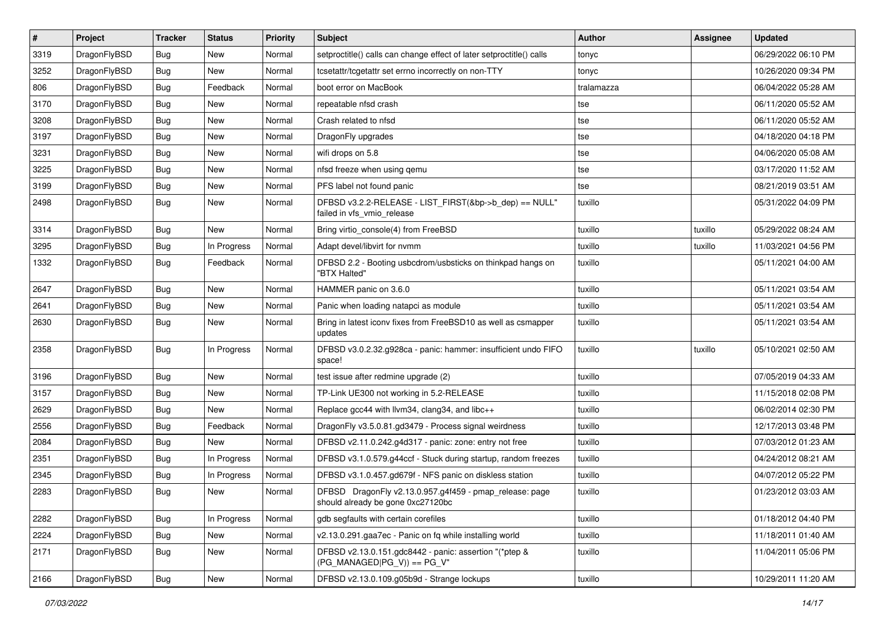| # | Project | Tracker | Status | Priority | Subject | Author | Assignee | Updated |
|---|---|---|---|---|---|---|---|---|
| 3319 | DragonFlyBSD | Bug | New | Normal | setproctitle() calls can change effect of later setproctitle() calls | tonyc | | 06/29/2022 06:10 PM |
| 3252 | DragonFlyBSD | Bug | New | Normal | tcsetattr/tcgetattr set errno incorrectly on non-TTY | tonyc | | 10/26/2020 09:34 PM |
| 806 | DragonFlyBSD | Bug | Feedback | Normal | boot error on MacBook | tralamazza | | 06/04/2022 05:28 AM |
| 3170 | DragonFlyBSD | Bug | New | Normal | repeatable nfsd crash | tse | | 06/11/2020 05:52 AM |
| 3208 | DragonFlyBSD | Bug | New | Normal | Crash related to nfsd | tse | | 06/11/2020 05:52 AM |
| 3197 | DragonFlyBSD | Bug | New | Normal | DragonFly upgrades | tse | | 04/18/2020 04:18 PM |
| 3231 | DragonFlyBSD | Bug | New | Normal | wifi drops on 5.8 | tse | | 04/06/2020 05:08 AM |
| 3225 | DragonFlyBSD | Bug | New | Normal | nfsd freeze when using qemu | tse | | 03/17/2020 11:52 AM |
| 3199 | DragonFlyBSD | Bug | New | Normal | PFS label not found panic | tse | | 08/21/2019 03:51 AM |
| 2498 | DragonFlyBSD | Bug | New | Normal | DFBSD v3.2.2-RELEASE - LIST_FIRST(&bp->b_dep) == NULL" failed in vfs_vmio_release | tuxillo | | 05/31/2022 04:09 PM |
| 3314 | DragonFlyBSD | Bug | New | Normal | Bring virtio_console(4) from FreeBSD | tuxillo | tuxillo | 05/29/2022 08:24 AM |
| 3295 | DragonFlyBSD | Bug | In Progress | Normal | Adapt devel/libvirt for nvmm | tuxillo | tuxillo | 11/03/2021 04:56 PM |
| 1332 | DragonFlyBSD | Bug | Feedback | Normal | DFBSD 2.2 - Booting usbcdrom/usbsticks on thinkpad hangs on "BTX Halted" | tuxillo | | 05/11/2021 04:00 AM |
| 2647 | DragonFlyBSD | Bug | New | Normal | HAMMER panic on 3.6.0 | tuxillo | | 05/11/2021 03:54 AM |
| 2641 | DragonFlyBSD | Bug | New | Normal | Panic when loading natapci as module | tuxillo | | 05/11/2021 03:54 AM |
| 2630 | DragonFlyBSD | Bug | New | Normal | Bring in latest iconv fixes from FreeBSD10 as well as csmapper updates | tuxillo | | 05/11/2021 03:54 AM |
| 2358 | DragonFlyBSD | Bug | In Progress | Normal | DFBSD v3.0.2.32.g928ca - panic: hammer: insufficient undo FIFO space! | tuxillo | tuxillo | 05/10/2021 02:50 AM |
| 3196 | DragonFlyBSD | Bug | New | Normal | test issue after redmine upgrade (2) | tuxillo | | 07/05/2019 04:33 AM |
| 3157 | DragonFlyBSD | Bug | New | Normal | TP-Link UE300 not working in 5.2-RELEASE | tuxillo | | 11/15/2018 02:08 PM |
| 2629 | DragonFlyBSD | Bug | New | Normal | Replace gcc44 with llvm34, clang34, and libc++ | tuxillo | | 06/02/2014 02:30 PM |
| 2556 | DragonFlyBSD | Bug | Feedback | Normal | DragonFly v3.5.0.81.gd3479 - Process signal weirdness | tuxillo | | 12/17/2013 03:48 PM |
| 2084 | DragonFlyBSD | Bug | New | Normal | DFBSD v2.11.0.242.g4d317 - panic: zone: entry not free | tuxillo | | 07/03/2012 01:23 AM |
| 2351 | DragonFlyBSD | Bug | In Progress | Normal | DFBSD v3.1.0.579.g44ccf - Stuck during startup, random freezes | tuxillo | | 04/24/2012 08:21 AM |
| 2345 | DragonFlyBSD | Bug | In Progress | Normal | DFBSD v3.1.0.457.gd679f - NFS panic on diskless station | tuxillo | | 04/07/2012 05:22 PM |
| 2283 | DragonFlyBSD | Bug | New | Normal | DFBSD DragonFly v2.13.0.957.g4f459 - pmap_release: page should already be gone 0xc27120bc | tuxillo | | 01/23/2012 03:03 AM |
| 2282 | DragonFlyBSD | Bug | In Progress | Normal | gdb segfaults with certain corefiles | tuxillo | | 01/18/2012 04:40 PM |
| 2224 | DragonFlyBSD | Bug | New | Normal | v2.13.0.291.gaa7ec - Panic on fq while installing world | tuxillo | | 11/18/2011 01:40 AM |
| 2171 | DragonFlyBSD | Bug | New | Normal | DFBSD v2.13.0.151.gdc8442 - panic: assertion "(*ptep & (PG_MANAGED\|PG_V)) == PG_V" | tuxillo | | 11/04/2011 05:06 PM |
| 2166 | DragonFlyBSD | Bug | New | Normal | DFBSD v2.13.0.109.g05b9d - Strange lockups | tuxillo | | 10/29/2011 11:20 AM |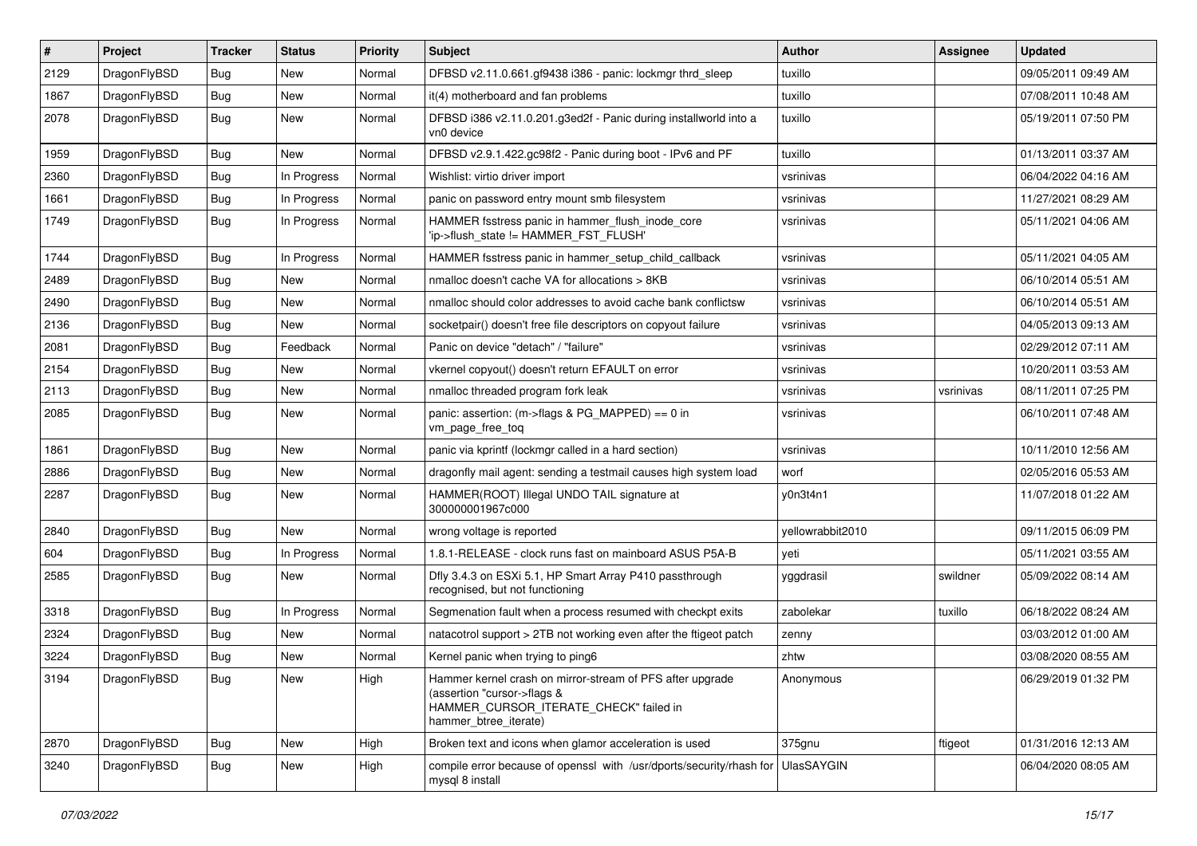| # | Project | Tracker | Status | Priority | Subject | Author | Assignee | Updated |
|---|---|---|---|---|---|---|---|---|
| 2129 | DragonFlyBSD | Bug | New | Normal | DFBSD v2.11.0.661.gf9438 i386 - panic: lockmgr thrd_sleep | tuxillo | | 09/05/2011 09:49 AM |
| 1867 | DragonFlyBSD | Bug | New | Normal | it(4) motherboard and fan problems | tuxillo | | 07/08/2011 10:48 AM |
| 2078 | DragonFlyBSD | Bug | New | Normal | DFBSD i386 v2.11.0.201.g3ed2f - Panic during installworld into a vn0 device | tuxillo | | 05/19/2011 07:50 PM |
| 1959 | DragonFlyBSD | Bug | New | Normal | DFBSD v2.9.1.422.gc98f2 - Panic during boot - IPv6 and PF | tuxillo | | 01/13/2011 03:37 AM |
| 2360 | DragonFlyBSD | Bug | In Progress | Normal | Wishlist: virtio driver import | vsrinivas | | 06/04/2022 04:16 AM |
| 1661 | DragonFlyBSD | Bug | In Progress | Normal | panic on password entry mount smb filesystem | vsrinivas | | 11/27/2021 08:29 AM |
| 1749 | DragonFlyBSD | Bug | In Progress | Normal | HAMMER fsstress panic in hammer_flush_inode_core 'ip->flush_state != HAMMER_FST_FLUSH' | vsrinivas | | 05/11/2021 04:06 AM |
| 1744 | DragonFlyBSD | Bug | In Progress | Normal | HAMMER fsstress panic in hammer_setup_child_callback | vsrinivas | | 05/11/2021 04:05 AM |
| 2489 | DragonFlyBSD | Bug | New | Normal | nmalloc doesn't cache VA for allocations > 8KB | vsrinivas | | 06/10/2014 05:51 AM |
| 2490 | DragonFlyBSD | Bug | New | Normal | nmalloc should color addresses to avoid cache bank conflictsw | vsrinivas | | 06/10/2014 05:51 AM |
| 2136 | DragonFlyBSD | Bug | New | Normal | socketpair() doesn't free file descriptors on copyout failure | vsrinivas | | 04/05/2013 09:13 AM |
| 2081 | DragonFlyBSD | Bug | Feedback | Normal | Panic on device "detach" / "failure" | vsrinivas | | 02/29/2012 07:11 AM |
| 2154 | DragonFlyBSD | Bug | New | Normal | vkernel copyout() doesn't return EFAULT on error | vsrinivas | | 10/20/2011 03:53 AM |
| 2113 | DragonFlyBSD | Bug | New | Normal | nmalloc threaded program fork leak | vsrinivas | vsrinivas | 08/11/2011 07:25 PM |
| 2085 | DragonFlyBSD | Bug | New | Normal | panic: assertion: (m->flags & PG_MAPPED) == 0 in vm_page_free_toq | vsrinivas | | 06/10/2011 07:48 AM |
| 1861 | DragonFlyBSD | Bug | New | Normal | panic via kprintf (lockmgr called in a hard section) | vsrinivas | | 10/11/2010 12:56 AM |
| 2886 | DragonFlyBSD | Bug | New | Normal | dragonfly mail agent: sending a testmail causes high system load | worf | | 02/05/2016 05:53 AM |
| 2287 | DragonFlyBSD | Bug | New | Normal | HAMMER(ROOT) Illegal UNDO TAIL signature at 300000001967c000 | y0n3t4n1 | | 11/07/2018 01:22 AM |
| 2840 | DragonFlyBSD | Bug | New | Normal | wrong voltage is reported | yellowrabbit2010 | | 09/11/2015 06:09 PM |
| 604 | DragonFlyBSD | Bug | In Progress | Normal | 1.8.1-RELEASE - clock runs fast on mainboard ASUS P5A-B | yeti | | 05/11/2021 03:55 AM |
| 2585 | DragonFlyBSD | Bug | New | Normal | Dfly 3.4.3 on ESXi 5.1, HP Smart Array P410 passthrough recognised, but not functioning | yggdrasil | swildner | 05/09/2022 08:14 AM |
| 3318 | DragonFlyBSD | Bug | In Progress | Normal | Segmenation fault when a process resumed with checkpt exits | zabolekar | tuxillo | 06/18/2022 08:24 AM |
| 2324 | DragonFlyBSD | Bug | New | Normal | natacotrol support > 2TB not working even after the ftigeot patch | zenny | | 03/03/2012 01:00 AM |
| 3224 | DragonFlyBSD | Bug | New | Normal | Kernel panic when trying to ping6 | zhtw | | 03/08/2020 08:55 AM |
| 3194 | DragonFlyBSD | Bug | New | High | Hammer kernel crash on mirror-stream of PFS after upgrade (assertion "cursor->flags & HAMMER_CURSOR_ITERATE_CHECK" failed in hammer_btree_iterate) | Anonymous | | 06/29/2019 01:32 PM |
| 2870 | DragonFlyBSD | Bug | New | High | Broken text and icons when glamor acceleration is used | 375gnu | ftigeot | 01/31/2016 12:13 AM |
| 3240 | DragonFlyBSD | Bug | New | High | compile error because of openssl with /usr/dports/security/rhash for mysql 8 install | UlasSAYGIN | | 06/04/2020 08:05 AM |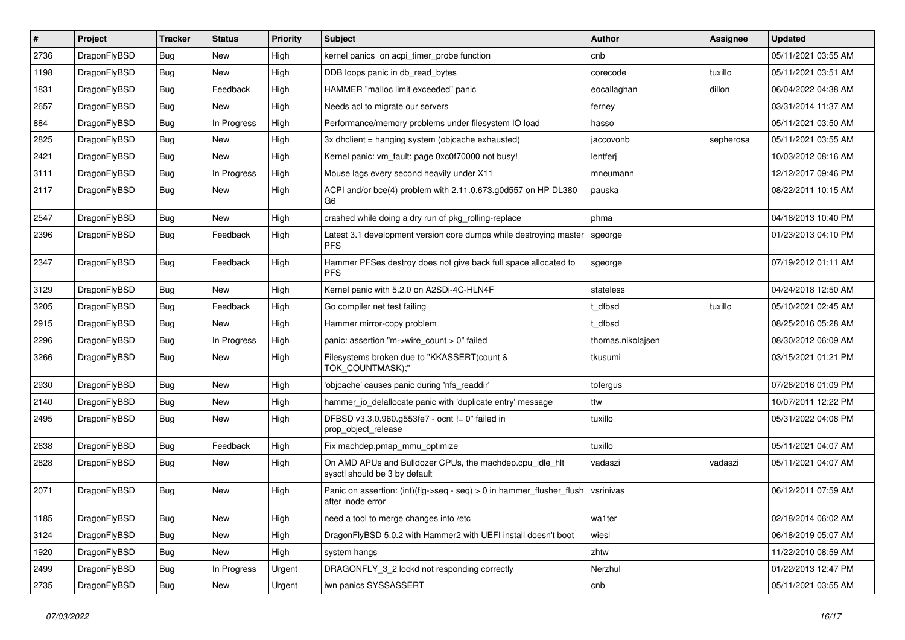| # | Project | Tracker | Status | Priority | Subject | Author | Assignee | Updated |
|---|---|---|---|---|---|---|---|---|
| 2736 | DragonFlyBSD | Bug | New | High | kernel panics on acpi_timer_probe function | cnb | | 05/11/2021 03:55 AM |
| 1198 | DragonFlyBSD | Bug | New | High | DDB loops panic in db_read_bytes | corecode | tuxillo | 05/11/2021 03:51 AM |
| 1831 | DragonFlyBSD | Bug | Feedback | High | HAMMER "malloc limit exceeded" panic | eocallaghan | dillon | 06/04/2022 04:38 AM |
| 2657 | DragonFlyBSD | Bug | New | High | Needs acl to migrate our servers | ferney | | 03/31/2014 11:37 AM |
| 884 | DragonFlyBSD | Bug | In Progress | High | Performance/memory problems under filesystem IO load | hasso | | 05/11/2021 03:50 AM |
| 2825 | DragonFlyBSD | Bug | New | High | 3x dhclient = hanging system (objcache exhausted) | jaccovonb | sepherosa | 05/11/2021 03:55 AM |
| 2421 | DragonFlyBSD | Bug | New | High | Kernel panic: vm_fault: page 0xc0f70000 not busy! | lentferj | | 10/03/2012 08:16 AM |
| 3111 | DragonFlyBSD | Bug | In Progress | High | Mouse lags every second heavily under X11 | mneumann | | 12/12/2017 09:46 PM |
| 2117 | DragonFlyBSD | Bug | New | High | ACPI and/or bce(4) problem with 2.11.0.673.g0d557 on HP DL380 G6 | pauska | | 08/22/2011 10:15 AM |
| 2547 | DragonFlyBSD | Bug | New | High | crashed while doing a dry run of pkg_rolling-replace | phma | | 04/18/2013 10:40 PM |
| 2396 | DragonFlyBSD | Bug | Feedback | High | Latest 3.1 development version core dumps while destroying master PFS | sgeorge | | 01/23/2013 04:10 PM |
| 2347 | DragonFlyBSD | Bug | Feedback | High | Hammer PFSes destroy does not give back full space allocated to PFS | sgeorge | | 07/19/2012 01:11 AM |
| 3129 | DragonFlyBSD | Bug | New | High | Kernel panic with 5.2.0 on A2SDi-4C-HLN4F | stateless | | 04/24/2018 12:50 AM |
| 3205 | DragonFlyBSD | Bug | Feedback | High | Go compiler net test failing | t_dfbsd | tuxillo | 05/10/2021 02:45 AM |
| 2915 | DragonFlyBSD | Bug | New | High | Hammer mirror-copy problem | t_dfbsd | | 08/25/2016 05:28 AM |
| 2296 | DragonFlyBSD | Bug | In Progress | High | panic: assertion "m->wire_count > 0" failed | thomas.nikolajsen | | 08/30/2012 06:09 AM |
| 3266 | DragonFlyBSD | Bug | New | High | Filesystems broken due to "KKASSERT(count & TOK_COUNTMASK);" | tkusumi | | 03/15/2021 01:21 PM |
| 2930 | DragonFlyBSD | Bug | New | High | 'objcache' causes panic during 'nfs_readdir' | tofergus | | 07/26/2016 01:09 PM |
| 2140 | DragonFlyBSD | Bug | New | High | hammer_io_delallocate panic with 'duplicate entry' message | ttw | | 10/07/2011 12:22 PM |
| 2495 | DragonFlyBSD | Bug | New | High | DFBSD v3.3.0.960.g553fe7 - ocnt != 0" failed in prop_object_release | tuxillo | | 05/31/2022 04:08 PM |
| 2638 | DragonFlyBSD | Bug | Feedback | High | Fix machdep.pmap_mmu_optimize | tuxillo | | 05/11/2021 04:07 AM |
| 2828 | DragonFlyBSD | Bug | New | High | On AMD APUs and Bulldozer CPUs, the machdep.cpu_idle_hlt sysctl should be 3 by default | vadaszi | vadaszi | 05/11/2021 04:07 AM |
| 2071 | DragonFlyBSD | Bug | New | High | Panic on assertion: (int)(flg->seq - seq) > 0 in hammer_flusher_flush after inode error | vsrinivas | | 06/12/2011 07:59 AM |
| 1185 | DragonFlyBSD | Bug | New | High | need a tool to merge changes into /etc | wa1ter | | 02/18/2014 06:02 AM |
| 3124 | DragonFlyBSD | Bug | New | High | DragonFlyBSD 5.0.2 with Hammer2 with UEFI install doesn't boot | wiesl | | 06/18/2019 05:07 AM |
| 1920 | DragonFlyBSD | Bug | New | High | system hangs | zhtw | | 11/22/2010 08:59 AM |
| 2499 | DragonFlyBSD | Bug | In Progress | Urgent | DRAGONFLY_3_2 lockd not responding correctly | Nerzhul | | 01/22/2013 12:47 PM |
| 2735 | DragonFlyBSD | Bug | New | Urgent | iwn panics SYSSASSERT | cnb | | 05/11/2021 03:55 AM |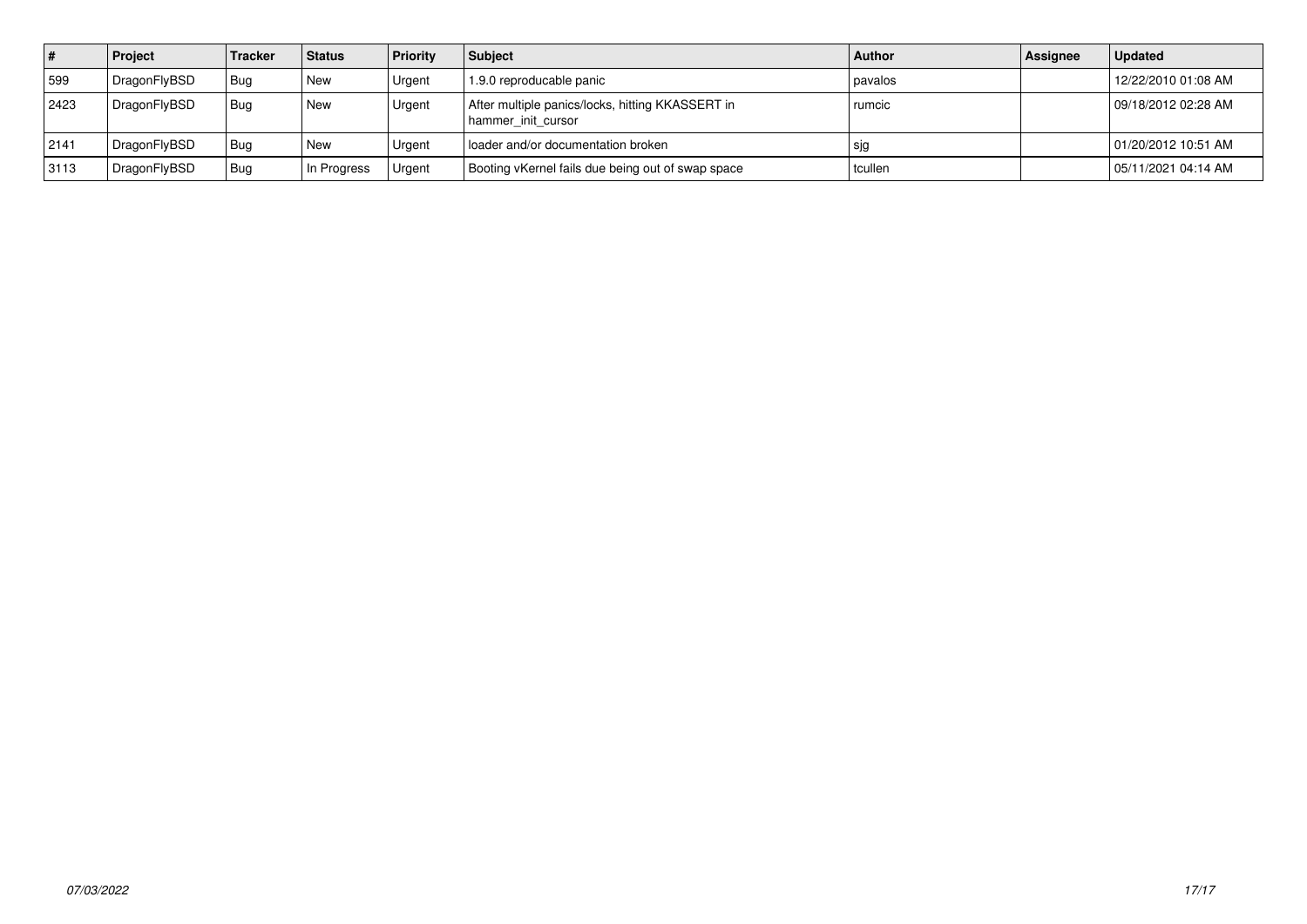| # | Project | Tracker | Status | Priority | Subject | Author | Assignee | Updated |
| --- | --- | --- | --- | --- | --- | --- | --- | --- |
| 599 | DragonFlyBSD | Bug | New | Urgent | 1.9.0 reproducable panic | pavalos | | 12/22/2010 01:08 AM |
| 2423 | DragonFlyBSD | Bug | New | Urgent | After multiple panics/locks, hitting KKASSERT in hammer_init_cursor | rumcic | | 09/18/2012 02:28 AM |
| 2141 | DragonFlyBSD | Bug | New | Urgent | loader and/or documentation broken | sjg | | 01/20/2012 10:51 AM |
| 3113 | DragonFlyBSD | Bug | In Progress | Urgent | Booting vKernel fails due being out of swap space | tcullen | | 05/11/2021 04:14 AM |